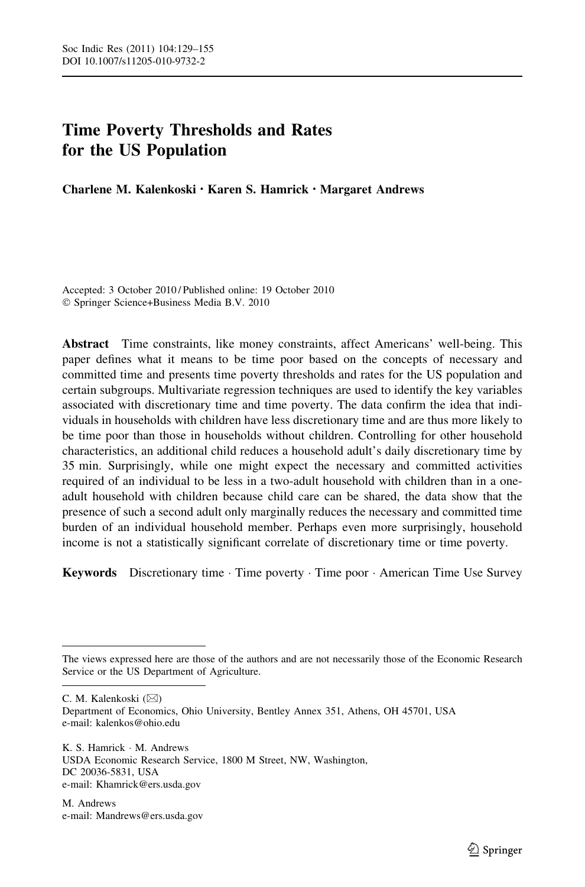# Time Poverty Thresholds and Rates for the US Population

**Charlene M. Kalenkoski · Karen S. Hamrick · Margaret Andrews**

Accepted: 3 October 2010 / Published online: 19 October 2010
© Springer Science+Business Media B.V. 2010

**Abstract** Time constraints, like money constraints, affect Americans' well-being. This paper defines what it means to be time poor based on the concepts of necessary and committed time and presents time poverty thresholds and rates for the US population and certain subgroups. Multivariate regression techniques are used to identify the key variables associated with discretionary time and time poverty. The data confirm the idea that individuals in households with children have less discretionary time and are thus more likely to be time poor than those in households without children. Controlling for other household characteristics, an additional child reduces a household adult's daily discretionary time by 35 min. Surprisingly, while one might expect the necessary and committed activities required of an individual to be less in a two-adult household with children than in a one-adult household with children because child care can be shared, the data show that the presence of such a second adult only marginally reduces the necessary and committed time burden of an individual household member. Perhaps even more surprisingly, household income is not a statistically significant correlate of discretionary time or time poverty.

**Keywords** Discretionary time · Time poverty · Time poor · American Time Use Survey

---

The views expressed here are those of the authors and are not necessarily those of the Economic Research Service or the US Department of Agriculture.

---

C. M. Kalenkoski (✉)
Department of Economics, Ohio University, Bentley Annex 351, Athens, OH 45701, USA
e-mail: kalenkos@ohio.edu

K. S. Hamrick · M. Andrews
USDA Economic Research Service, 1800 M Street, NW, Washington, DC 20036-5831, USA
e-mail: Khamrick@ers.usda.gov

M. Andrews
e-mail: Mandrews@ers.usda.gov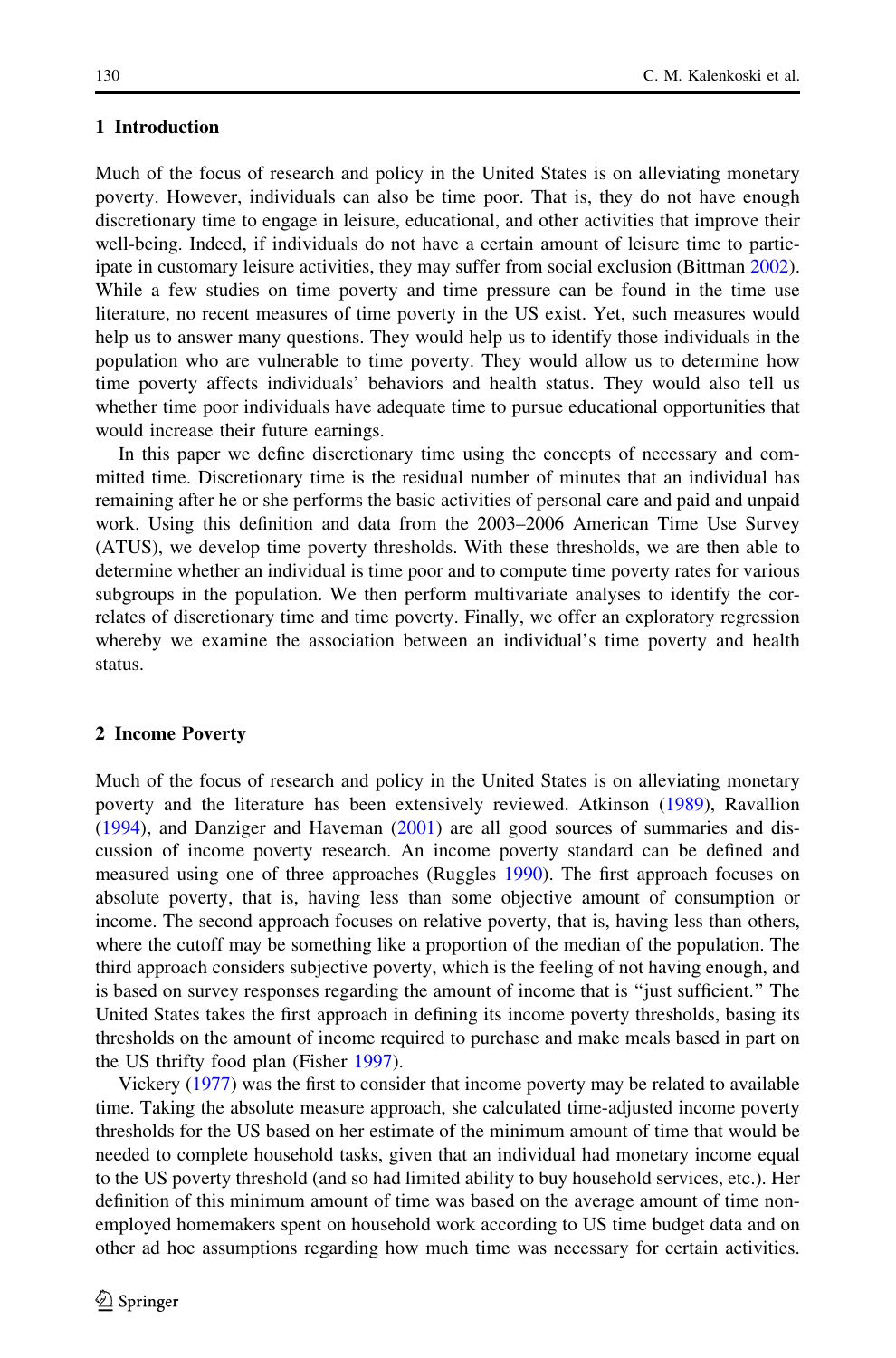## 1 Introduction

Much of the focus of research and policy in the United States is on alleviating monetary poverty. However, individuals can also be time poor. That is, they do not have enough discretionary time to engage in leisure, educational, and other activities that improve their well-being. Indeed, if individuals do not have a certain amount of leisure time to participate in customary leisure activities, they may suffer from social exclusion (Bittman 2002). While a few studies on time poverty and time pressure can be found in the time use literature, no recent measures of time poverty in the US exist. Yet, such measures would help us to answer many questions. They would help us to identify those individuals in the population who are vulnerable to time poverty. They would allow us to determine how time poverty affects individuals' behaviors and health status. They would also tell us whether time poor individuals have adequate time to pursue educational opportunities that would increase their future earnings.

In this paper we define discretionary time using the concepts of necessary and committed time. Discretionary time is the residual number of minutes that an individual has remaining after he or she performs the basic activities of personal care and paid and unpaid work. Using this definition and data from the 2003–2006 American Time Use Survey (ATUS), we develop time poverty thresholds. With these thresholds, we are then able to determine whether an individual is time poor and to compute time poverty rates for various subgroups in the population. We then perform multivariate analyses to identify the correlates of discretionary time and time poverty. Finally, we offer an exploratory regression whereby we examine the association between an individual's time poverty and health status.

## 2 Income Poverty

Much of the focus of research and policy in the United States is on alleviating monetary poverty and the literature has been extensively reviewed. Atkinson (1989), Ravallion (1994), and Danziger and Haveman (2001) are all good sources of summaries and discussion of income poverty research. An income poverty standard can be defined and measured using one of three approaches (Ruggles 1990). The first approach focuses on absolute poverty, that is, having less than some objective amount of consumption or income. The second approach focuses on relative poverty, that is, having less than others, where the cutoff may be something like a proportion of the median of the population. The third approach considers subjective poverty, which is the feeling of not having enough, and is based on survey responses regarding the amount of income that is "just sufficient." The United States takes the first approach in defining its income poverty thresholds, basing its thresholds on the amount of income required to purchase and make meals based in part on the US thrifty food plan (Fisher 1997).

Vickery (1977) was the first to consider that income poverty may be related to available time. Taking the absolute measure approach, she calculated time-adjusted income poverty thresholds for the US based on her estimate of the minimum amount of time that would be needed to complete household tasks, given that an individual had monetary income equal to the US poverty threshold (and so had limited ability to buy household services, etc.). Her definition of this minimum amount of time was based on the average amount of time non-employed homemakers spent on household work according to US time budget data and on other ad hoc assumptions regarding how much time was necessary for certain activities.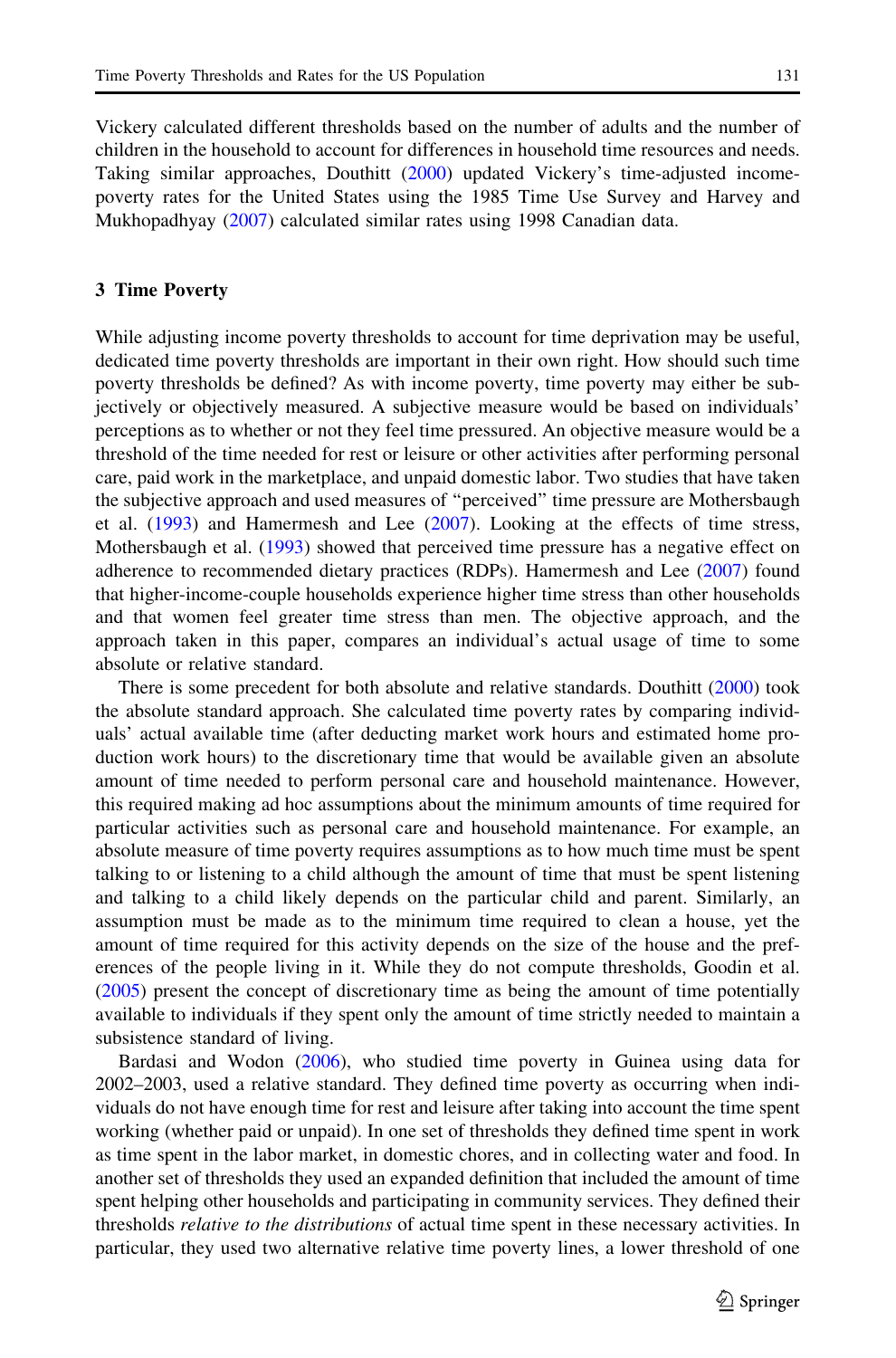Vickery calculated different thresholds based on the number of adults and the number of children in the household to account for differences in household time resources and needs. Taking similar approaches, Douthitt (2000) updated Vickery's time-adjusted income-poverty rates for the United States using the 1985 Time Use Survey and Harvey and Mukhopadhyay (2007) calculated similar rates using 1998 Canadian data.

## 3 Time Poverty

While adjusting income poverty thresholds to account for time deprivation may be useful, dedicated time poverty thresholds are important in their own right. How should such time poverty thresholds be defined? As with income poverty, time poverty may either be subjectively or objectively measured. A subjective measure would be based on individuals' perceptions as to whether or not they feel time pressured. An objective measure would be a threshold of the time needed for rest or leisure or other activities after performing personal care, paid work in the marketplace, and unpaid domestic labor. Two studies that have taken the subjective approach and used measures of "perceived" time pressure are Mothersbaugh et al. (1993) and Hamermesh and Lee (2007). Looking at the effects of time stress, Mothersbaugh et al. (1993) showed that perceived time pressure has a negative effect on adherence to recommended dietary practices (RDPs). Hamermesh and Lee (2007) found that higher-income-couple households experience higher time stress than other households and that women feel greater time stress than men. The objective approach, and the approach taken in this paper, compares an individual's actual usage of time to some absolute or relative standard.

There is some precedent for both absolute and relative standards. Douthitt (2000) took the absolute standard approach. She calculated time poverty rates by comparing individuals' actual available time (after deducting market work hours and estimated home production work hours) to the discretionary time that would be available given an absolute amount of time needed to perform personal care and household maintenance. However, this required making ad hoc assumptions about the minimum amounts of time required for particular activities such as personal care and household maintenance. For example, an absolute measure of time poverty requires assumptions as to how much time must be spent talking to or listening to a child although the amount of time that must be spent listening and talking to a child likely depends on the particular child and parent. Similarly, an assumption must be made as to the minimum time required to clean a house, yet the amount of time required for this activity depends on the size of the house and the preferences of the people living in it. While they do not compute thresholds, Goodin et al. (2005) present the concept of discretionary time as being the amount of time potentially available to individuals if they spent only the amount of time strictly needed to maintain a subsistence standard of living.

Bardasi and Wodon (2006), who studied time poverty in Guinea using data for 2002–2003, used a relative standard. They defined time poverty as occurring when individuals do not have enough time for rest and leisure after taking into account the time spent working (whether paid or unpaid). In one set of thresholds they defined time spent in work as time spent in the labor market, in domestic chores, and in collecting water and food. In another set of thresholds they used an expanded definition that included the amount of time spent helping other households and participating in community services. They defined their thresholds *relative to the distributions* of actual time spent in these necessary activities. In particular, they used two alternative relative time poverty lines, a lower threshold of one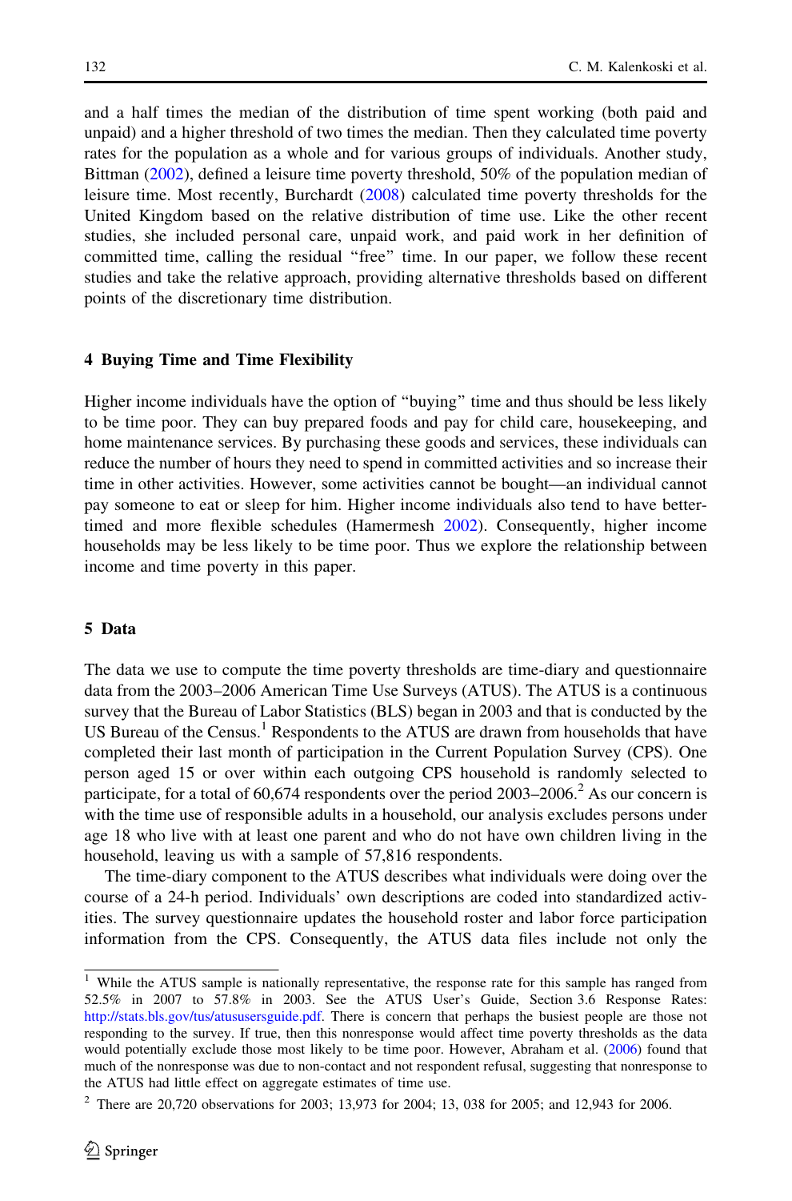and a half times the median of the distribution of time spent working (both paid and unpaid) and a higher threshold of two times the median. Then they calculated time poverty rates for the population as a whole and for various groups of individuals. Another study, Bittman (2002), defined a leisure time poverty threshold, 50% of the population median of leisure time. Most recently, Burchardt (2008) calculated time poverty thresholds for the United Kingdom based on the relative distribution of time use. Like the other recent studies, she included personal care, unpaid work, and paid work in her definition of committed time, calling the residual "free" time. In our paper, we follow these recent studies and take the relative approach, providing alternative thresholds based on different points of the discretionary time distribution.

## 4 Buying Time and Time Flexibility

Higher income individuals have the option of "buying" time and thus should be less likely to be time poor. They can buy prepared foods and pay for child care, housekeeping, and home maintenance services. By purchasing these goods and services, these individuals can reduce the number of hours they need to spend in committed activities and so increase their time in other activities. However, some activities cannot be bought—an individual cannot pay someone to eat or sleep for him. Higher income individuals also tend to have better-timed and more flexible schedules (Hamermesh 2002). Consequently, higher income households may be less likely to be time poor. Thus we explore the relationship between income and time poverty in this paper.

## 5 Data

The data we use to compute the time poverty thresholds are time-diary and questionnaire data from the 2003–2006 American Time Use Surveys (ATUS). The ATUS is a continuous survey that the Bureau of Labor Statistics (BLS) began in 2003 and that is conducted by the US Bureau of the Census.[1] Respondents to the ATUS are drawn from households that have completed their last month of participation in the Current Population Survey (CPS). One person aged 15 or over within each outgoing CPS household is randomly selected to participate, for a total of 60,674 respondents over the period 2003–2006.[2] As our concern is with the time use of responsible adults in a household, our analysis excludes persons under age 18 who live with at least one parent and who do not have own children living in the household, leaving us with a sample of 57,816 respondents.

The time-diary component to the ATUS describes what individuals were doing over the course of a 24-h period. Individuals' own descriptions are coded into standardized activities. The survey questionnaire updates the household roster and labor force participation information from the CPS. Consequently, the ATUS data files include not only the

---

[1] While the ATUS sample is nationally representative, the response rate for this sample has ranged from 52.5% in 2007 to 57.8% in 2003. See the ATUS User's Guide, Section 3.6 Response Rates: http://stats.bls.gov/tus/atususersguide.pdf. There is concern that perhaps the busiest people are those not responding to the survey. If true, then this nonresponse would affect time poverty thresholds as the data would potentially exclude those most likely to be time poor. However, Abraham et al. (2006) found that much of the nonresponse was due to non-contact and not respondent refusal, suggesting that nonresponse to the ATUS had little effect on aggregate estimates of time use.

[2] There are 20,720 observations for 2003; 13,973 for 2004; 13, 038 for 2005; and 12,943 for 2006.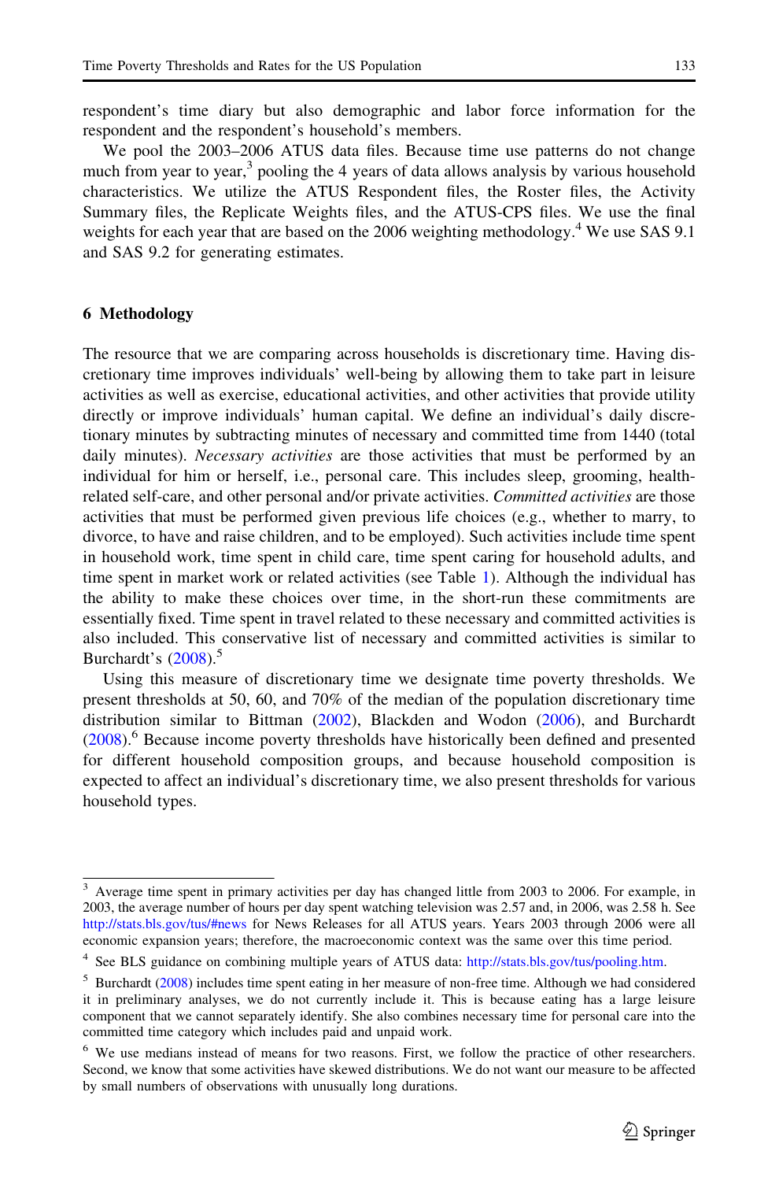respondent's time diary but also demographic and labor force information for the respondent and the respondent's household's members.

We pool the 2003–2006 ATUS data files. Because time use patterns do not change much from year to year,[3] pooling the 4 years of data allows analysis by various household characteristics. We utilize the ATUS Respondent files, the Roster files, the Activity Summary files, the Replicate Weights files, and the ATUS-CPS files. We use the final weights for each year that are based on the 2006 weighting methodology.[4] We use SAS 9.1 and SAS 9.2 for generating estimates.

## 6 Methodology

The resource that we are comparing across households is discretionary time. Having discretionary time improves individuals' well-being by allowing them to take part in leisure activities as well as exercise, educational activities, and other activities that provide utility directly or improve individuals' human capital. We define an individual's daily discretionary minutes by subtracting minutes of necessary and committed time from 1440 (total daily minutes). *Necessary activities* are those activities that must be performed by an individual for him or herself, i.e., personal care. This includes sleep, grooming, health-related self-care, and other personal and/or private activities. *Committed activities* are those activities that must be performed given previous life choices (e.g., whether to marry, to divorce, to have and raise children, and to be employed). Such activities include time spent in household work, time spent in child care, time spent caring for household adults, and time spent in market work or related activities (see Table 1). Although the individual has the ability to make these choices over time, in the short-run these commitments are essentially fixed. Time spent in travel related to these necessary and committed activities is also included. This conservative list of necessary and committed activities is similar to Burchardt's (2008).[5]

Using this measure of discretionary time we designate time poverty thresholds. We present thresholds at 50, 60, and 70% of the median of the population discretionary time distribution similar to Bittman (2002), Blackden and Wodon (2006), and Burchardt (2008).[6] Because income poverty thresholds have historically been defined and presented for different household composition groups, and because household composition is expected to affect an individual's discretionary time, we also present thresholds for various household types.

---

[3] Average time spent in primary activities per day has changed little from 2003 to 2006. For example, in 2003, the average number of hours per day spent watching television was 2.57 and, in 2006, was 2.58 h. See http://stats.bls.gov/tus/#news for News Releases for all ATUS years. Years 2003 through 2006 were all economic expansion years; therefore, the macroeconomic context was the same over this time period.

[4] See BLS guidance on combining multiple years of ATUS data: http://stats.bls.gov/tus/pooling.htm.

[5] Burchardt (2008) includes time spent eating in her measure of non-free time. Although we had considered it in preliminary analyses, we do not currently include it. This is because eating has a large leisure component that we cannot separately identify. She also combines necessary time for personal care into the committed time category which includes paid and unpaid work.

[6] We use medians instead of means for two reasons. First, we follow the practice of other researchers. Second, we know that some activities have skewed distributions. We do not want our measure to be affected by small numbers of observations with unusually long durations.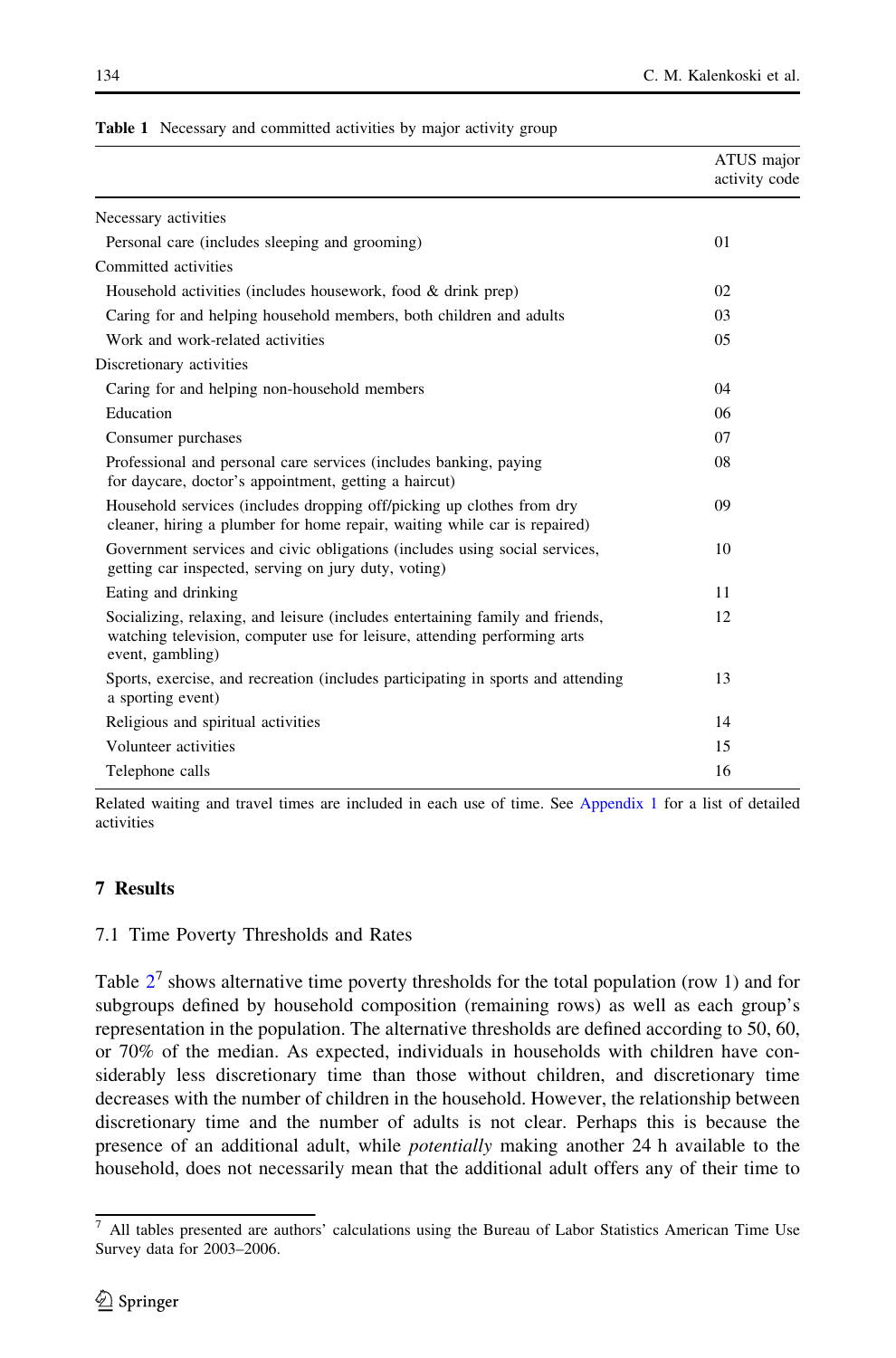**Table 1** Necessary and committed activities by major activity group

| | ATUS major activity code |
|---|---|
| Necessary activities | |
| Personal care (includes sleeping and grooming) | 01 |
| Committed activities | |
| Household activities (includes housework, food & drink prep) | 02 |
| Caring for and helping household members, both children and adults | 03 |
| Work and work-related activities | 05 |
| Discretionary activities | |
| Caring for and helping non-household members | 04 |
| Education | 06 |
| Consumer purchases | 07 |
| Professional and personal care services (includes banking, paying for daycare, doctor's appointment, getting a haircut) | 08 |
| Household services (includes dropping off/picking up clothes from dry cleaner, hiring a plumber for home repair, waiting while car is repaired) | 09 |
| Government services and civic obligations (includes using social services, getting car inspected, serving on jury duty, voting) | 10 |
| Eating and drinking | 11 |
| Socializing, relaxing, and leisure (includes entertaining family and friends, watching television, computer use for leisure, attending performing arts event, gambling) | 12 |
| Sports, exercise, and recreation (includes participating in sports and attending a sporting event) | 13 |
| Religious and spiritual activities | 14 |
| Volunteer activities | 15 |
| Telephone calls | 16 |

Related waiting and travel times are included in each use of time. See Appendix 1 for a list of detailed activities

## 7 Results

### 7.1 Time Poverty Thresholds and Rates

Table 2[7] shows alternative time poverty thresholds for the total population (row 1) and for subgroups defined by household composition (remaining rows) as well as each group's representation in the population. The alternative thresholds are defined according to 50, 60, or 70% of the median. As expected, individuals in households with children have considerably less discretionary time than those without children, and discretionary time decreases with the number of children in the household. However, the relationship between discretionary time and the number of adults is not clear. Perhaps this is because the presence of an additional adult, while *potentially* making another 24 h available to the household, does not necessarily mean that the additional adult offers any of their time to

[7] All tables presented are authors' calculations using the Bureau of Labor Statistics American Time Use Survey data for 2003–2006.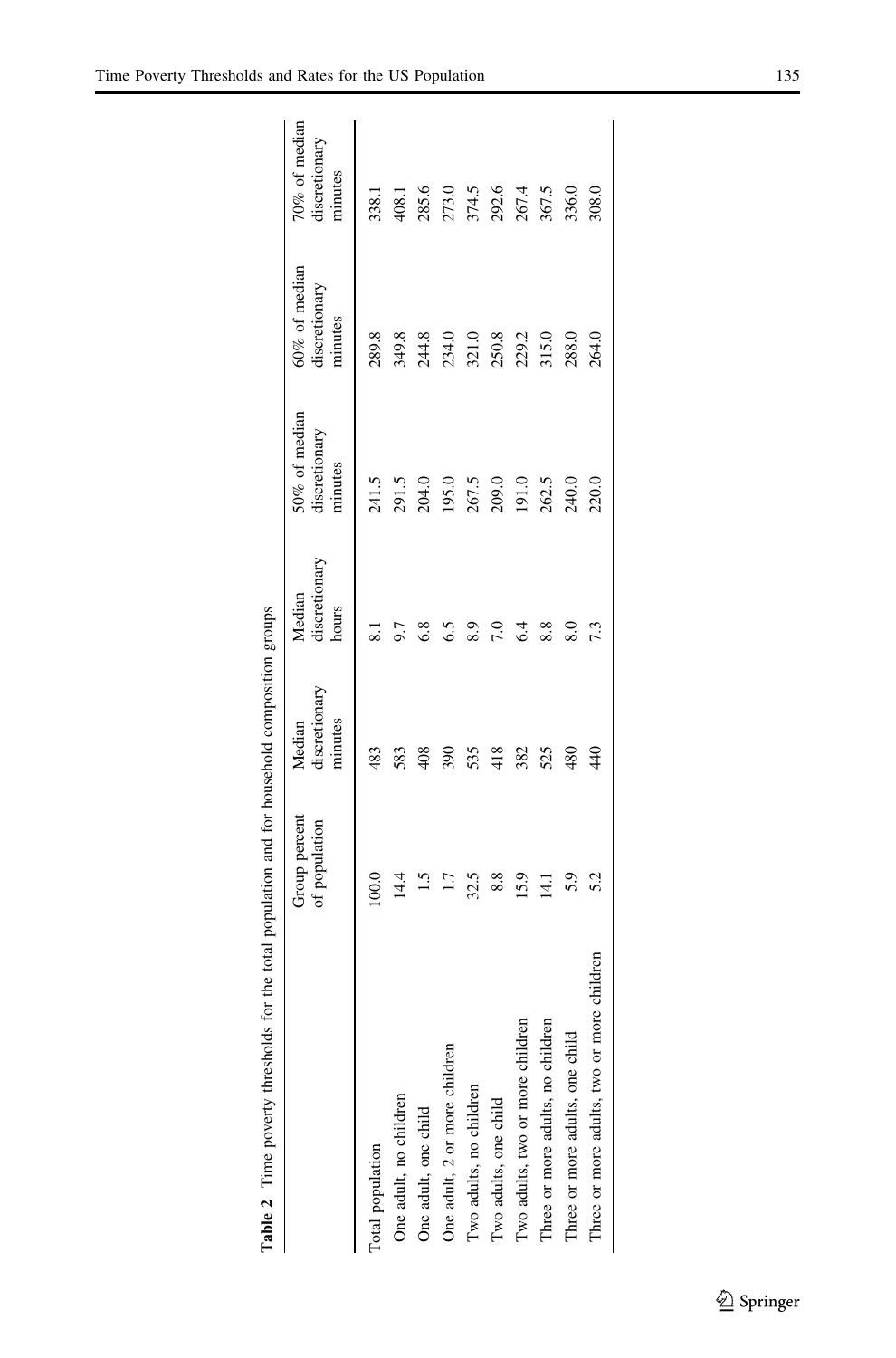**Table 2** Time poverty thresholds for the total population and for household composition groups

| | Group percent of population | Median discretionary minutes | Median discretionary hours | 50% of median discretionary minutes | 60% of median discretionary minutes | 70% of median discretionary minutes |
|---|---|---|---|---|---|---|
| Total population | 100.0 | 483 | 8.1 | 241.5 | 289.8 | 338.1 |
| One adult, no children | 14.4 | 583 | 9.7 | 291.5 | 349.8 | 408.1 |
| One adult, one child | 1.5 | 408 | 6.8 | 204.0 | 244.8 | 285.6 |
| One adult, 2 or more children | 1.7 | 390 | 6.5 | 195.0 | 234.0 | 273.0 |
| Two adults, no children | 32.5 | 535 | 8.9 | 267.5 | 321.0 | 374.5 |
| Two adults, one child | 8.8 | 418 | 7.0 | 209.0 | 250.8 | 292.6 |
| Two adults, two or more children | 15.9 | 382 | 6.4 | 191.0 | 229.2 | 267.4 |
| Three or more adults, no children | 14.1 | 525 | 8.8 | 262.5 | 315.0 | 367.5 |
| Three or more adults, one child | 5.9 | 480 | 8.0 | 240.0 | 288.0 | 336.0 |
| Three or more adults, two or more children | 5.2 | 440 | 7.3 | 220.0 | 264.0 | 308.0 |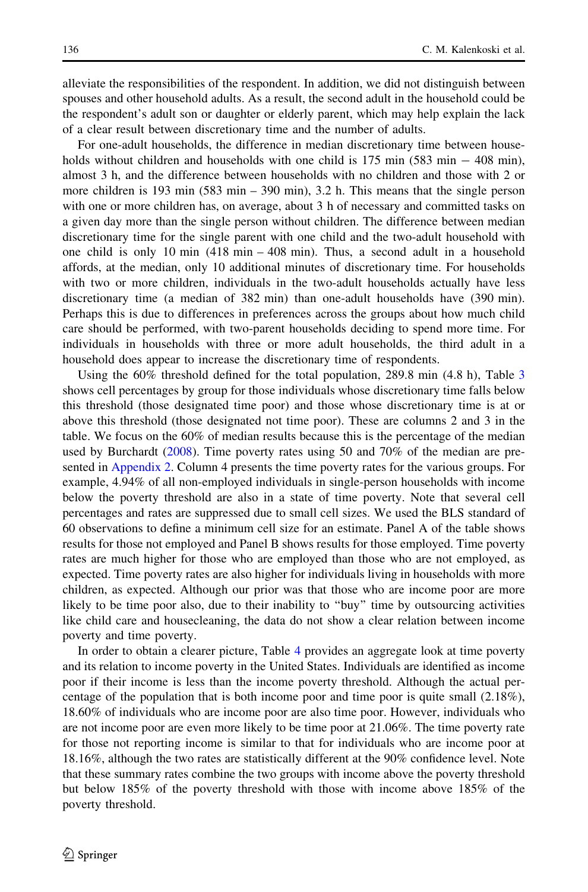alleviate the responsibilities of the respondent. In addition, we did not distinguish between spouses and other household adults. As a result, the second adult in the household could be the respondent's adult son or daughter or elderly parent, which may help explain the lack of a clear result between discretionary time and the number of adults.

For one-adult households, the difference in median discretionary time between households without children and households with one child is 175 min (583 min − 408 min), almost 3 h, and the difference between households with no children and those with 2 or more children is 193 min (583 min – 390 min), 3.2 h. This means that the single person with one or more children has, on average, about 3 h of necessary and committed tasks on a given day more than the single person without children. The difference between median discretionary time for the single parent with one child and the two-adult household with one child is only 10 min (418 min – 408 min). Thus, a second adult in a household affords, at the median, only 10 additional minutes of discretionary time. For households with two or more children, individuals in the two-adult households actually have less discretionary time (a median of 382 min) than one-adult households have (390 min). Perhaps this is due to differences in preferences across the groups about how much child care should be performed, with two-parent households deciding to spend more time. For individuals in households with three or more adult households, the third adult in a household does appear to increase the discretionary time of respondents.

Using the 60% threshold defined for the total population, 289.8 min (4.8 h), Table 3 shows cell percentages by group for those individuals whose discretionary time falls below this threshold (those designated time poor) and those whose discretionary time is at or above this threshold (those designated not time poor). These are columns 2 and 3 in the table. We focus on the 60% of median results because this is the percentage of the median used by Burchardt (2008). Time poverty rates using 50 and 70% of the median are presented in Appendix 2. Column 4 presents the time poverty rates for the various groups. For example, 4.94% of all non-employed individuals in single-person households with income below the poverty threshold are also in a state of time poverty. Note that several cell percentages and rates are suppressed due to small cell sizes. We used the BLS standard of 60 observations to define a minimum cell size for an estimate. Panel A of the table shows results for those not employed and Panel B shows results for those employed. Time poverty rates are much higher for those who are employed than those who are not employed, as expected. Time poverty rates are also higher for individuals living in households with more children, as expected. Although our prior was that those who are income poor are more likely to be time poor also, due to their inability to "buy" time by outsourcing activities like child care and housecleaning, the data do not show a clear relation between income poverty and time poverty.

In order to obtain a clearer picture, Table 4 provides an aggregate look at time poverty and its relation to income poverty in the United States. Individuals are identified as income poor if their income is less than the income poverty threshold. Although the actual percentage of the population that is both income poor and time poor is quite small (2.18%), 18.60% of individuals who are income poor are also time poor. However, individuals who are not income poor are even more likely to be time poor at 21.06%. The time poverty rate for those not reporting income is similar to that for individuals who are income poor at 18.16%, although the two rates are statistically different at the 90% confidence level. Note that these summary rates combine the two groups with income above the poverty threshold but below 185% of the poverty threshold with those with income above 185% of the poverty threshold.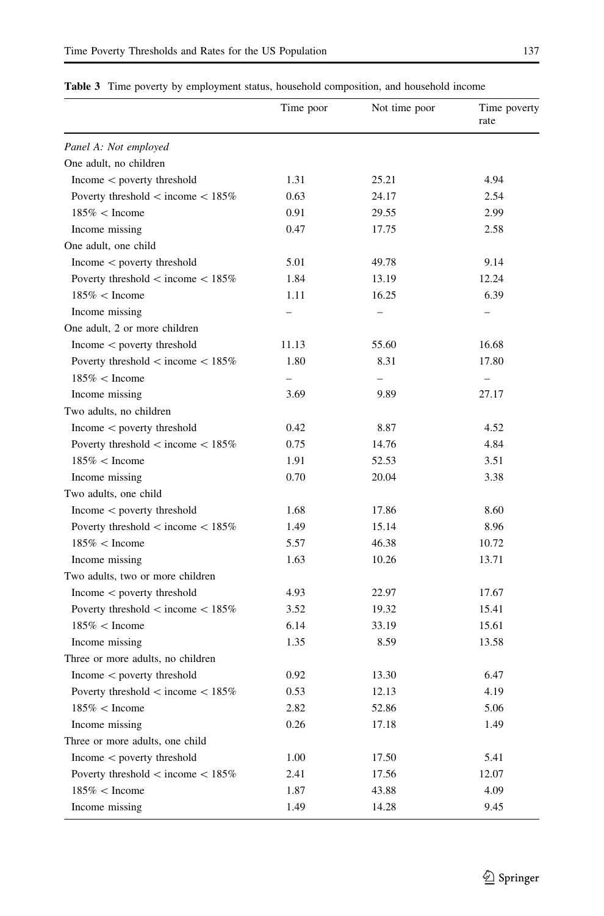**Table 3** Time poverty by employment status, household composition, and household income

| | Time poor | Not time poor | Time poverty rate |
|---|---|---|---|
| *Panel A: Not employed* | | | |
| One adult, no children | | | |
| Income < poverty threshold | 1.31 | 25.21 | 4.94 |
| Poverty threshold < income < 185% | 0.63 | 24.17 | 2.54 |
| 185% < Income | 0.91 | 29.55 | 2.99 |
| Income missing | 0.47 | 17.75 | 2.58 |
| One adult, one child | | | |
| Income < poverty threshold | 5.01 | 49.78 | 9.14 |
| Poverty threshold < income < 185% | 1.84 | 13.19 | 12.24 |
| 185% < Income | 1.11 | 16.25 | 6.39 |
| Income missing | – | – | – |
| One adult, 2 or more children | | | |
| Income < poverty threshold | 11.13 | 55.60 | 16.68 |
| Poverty threshold < income < 185% | 1.80 | 8.31 | 17.80 |
| 185% < Income | – | – | – |
| Income missing | 3.69 | 9.89 | 27.17 |
| Two adults, no children | | | |
| Income < poverty threshold | 0.42 | 8.87 | 4.52 |
| Poverty threshold < income < 185% | 0.75 | 14.76 | 4.84 |
| 185% < Income | 1.91 | 52.53 | 3.51 |
| Income missing | 0.70 | 20.04 | 3.38 |
| Two adults, one child | | | |
| Income < poverty threshold | 1.68 | 17.86 | 8.60 |
| Poverty threshold < income < 185% | 1.49 | 15.14 | 8.96 |
| 185% < Income | 5.57 | 46.38 | 10.72 |
| Income missing | 1.63 | 10.26 | 13.71 |
| Two adults, two or more children | | | |
| Income < poverty threshold | 4.93 | 22.97 | 17.67 |
| Poverty threshold < income < 185% | 3.52 | 19.32 | 15.41 |
| 185% < Income | 6.14 | 33.19 | 15.61 |
| Income missing | 1.35 | 8.59 | 13.58 |
| Three or more adults, no children | | | |
| Income < poverty threshold | 0.92 | 13.30 | 6.47 |
| Poverty threshold < income < 185% | 0.53 | 12.13 | 4.19 |
| 185% < Income | 2.82 | 52.86 | 5.06 |
| Income missing | 0.26 | 17.18 | 1.49 |
| Three or more adults, one child | | | |
| Income < poverty threshold | 1.00 | 17.50 | 5.41 |
| Poverty threshold < income < 185% | 2.41 | 17.56 | 12.07 |
| 185% < Income | 1.87 | 43.88 | 4.09 |
| Income missing | 1.49 | 14.28 | 9.45 |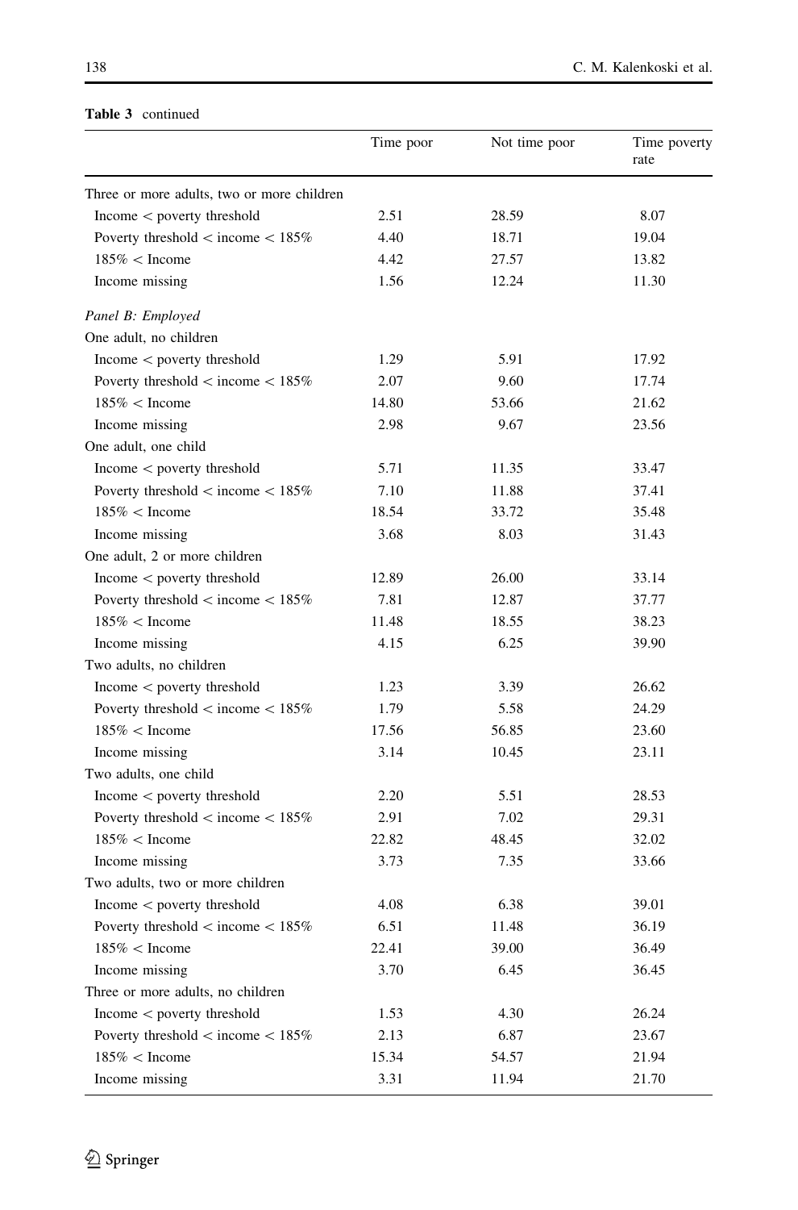**Table 3** continued

| | Time poor | Not time poor | Time poverty rate |
|---|---|---|---|
| Three or more adults, two or more children | | | |
| Income < poverty threshold | 2.51 | 28.59 | 8.07 |
| Poverty threshold < income < 185% | 4.40 | 18.71 | 19.04 |
| 185% < Income | 4.42 | 27.57 | 13.82 |
| Income missing | 1.56 | 12.24 | 11.30 |
| *Panel B: Employed* | | | |
| One adult, no children | | | |
| Income < poverty threshold | 1.29 | 5.91 | 17.92 |
| Poverty threshold < income < 185% | 2.07 | 9.60 | 17.74 |
| 185% < Income | 14.80 | 53.66 | 21.62 |
| Income missing | 2.98 | 9.67 | 23.56 |
| One adult, one child | | | |
| Income < poverty threshold | 5.71 | 11.35 | 33.47 |
| Poverty threshold < income < 185% | 7.10 | 11.88 | 37.41 |
| 185% < Income | 18.54 | 33.72 | 35.48 |
| Income missing | 3.68 | 8.03 | 31.43 |
| One adult, 2 or more children | | | |
| Income < poverty threshold | 12.89 | 26.00 | 33.14 |
| Poverty threshold < income < 185% | 7.81 | 12.87 | 37.77 |
| 185% < Income | 11.48 | 18.55 | 38.23 |
| Income missing | 4.15 | 6.25 | 39.90 |
| Two adults, no children | | | |
| Income < poverty threshold | 1.23 | 3.39 | 26.62 |
| Poverty threshold < income < 185% | 1.79 | 5.58 | 24.29 |
| 185% < Income | 17.56 | 56.85 | 23.60 |
| Income missing | 3.14 | 10.45 | 23.11 |
| Two adults, one child | | | |
| Income < poverty threshold | 2.20 | 5.51 | 28.53 |
| Poverty threshold < income < 185% | 2.91 | 7.02 | 29.31 |
| 185% < Income | 22.82 | 48.45 | 32.02 |
| Income missing | 3.73 | 7.35 | 33.66 |
| Two adults, two or more children | | | |
| Income < poverty threshold | 4.08 | 6.38 | 39.01 |
| Poverty threshold < income < 185% | 6.51 | 11.48 | 36.19 |
| 185% < Income | 22.41 | 39.00 | 36.49 |
| Income missing | 3.70 | 6.45 | 36.45 |
| Three or more adults, no children | | | |
| Income < poverty threshold | 1.53 | 4.30 | 26.24 |
| Poverty threshold < income < 185% | 2.13 | 6.87 | 23.67 |
| 185% < Income | 15.34 | 54.57 | 21.94 |
| Income missing | 3.31 | 11.94 | 21.70 |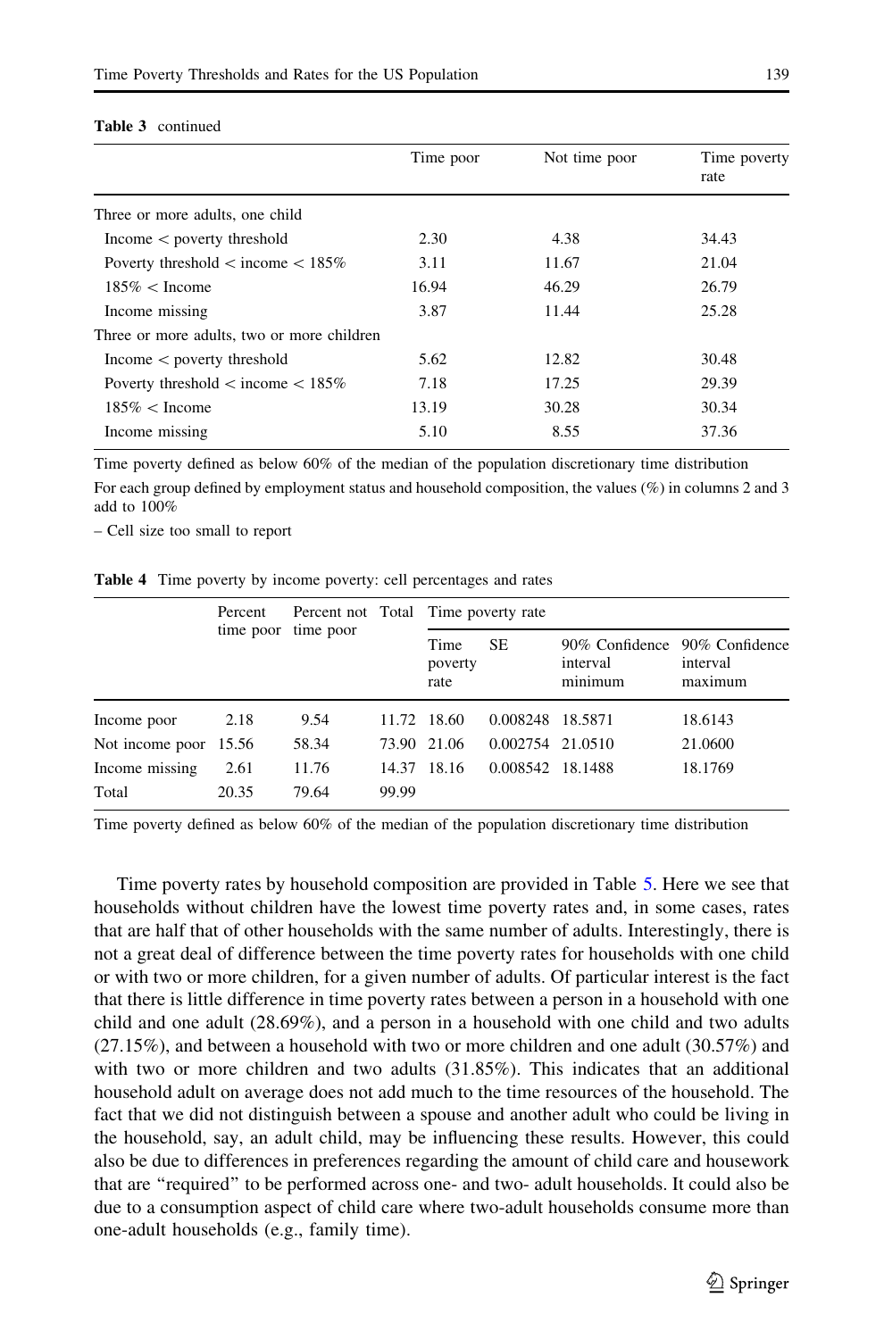**Table 3** continued

| | Time poor | Not time poor | Time poverty rate |
|---|---|---|---|
| Three or more adults, one child | | | |
| Income < poverty threshold | 2.30 | 4.38 | 34.43 |
| Poverty threshold < income < 185% | 3.11 | 11.67 | 21.04 |
| 185% < Income | 16.94 | 46.29 | 26.79 |
| Income missing | 3.87 | 11.44 | 25.28 |
| Three or more adults, two or more children | | | |
| Income < poverty threshold | 5.62 | 12.82 | 30.48 |
| Poverty threshold < income < 185% | 7.18 | 17.25 | 29.39 |
| 185% < Income | 13.19 | 30.28 | 30.34 |
| Income missing | 5.10 | 8.55 | 37.36 |

Time poverty defined as below 60% of the median of the population discretionary time distribution

For each group defined by employment status and household composition, the values (%) in columns 2 and 3 add to 100%

– Cell size too small to report

**Table 4** Time poverty by income poverty: cell percentages and rates

| | Percent time poor | Percent not time poor | Total | Time poverty rate | | | |
|---|---|---|---|---|---|---|---|
| | | | | Time poverty rate | SE | 90% Confidence interval minimum | 90% Confidence interval maximum |
| Income poor | 2.18 | 9.54 | 11.72 | 18.60 | 0.008248 | 18.5871 | 18.6143 |
| Not income poor | 15.56 | 58.34 | 73.90 | 21.06 | 0.002754 | 21.0510 | 21.0600 |
| Income missing | 2.61 | 11.76 | 14.37 | 18.16 | 0.008542 | 18.1488 | 18.1769 |
| Total | 20.35 | 79.64 | 99.99 | | | | |

Time poverty defined as below 60% of the median of the population discretionary time distribution

Time poverty rates by household composition are provided in Table 5. Here we see that households without children have the lowest time poverty rates and, in some cases, rates that are half that of other households with the same number of adults. Interestingly, there is not a great deal of difference between the time poverty rates for households with one child or with two or more children, for a given number of adults. Of particular interest is the fact that there is little difference in time poverty rates between a person in a household with one child and one adult (28.69%), and a person in a household with one child and two adults (27.15%), and between a household with two or more children and one adult (30.57%) and with two or more children and two adults (31.85%). This indicates that an additional household adult on average does not add much to the time resources of the household. The fact that we did not distinguish between a spouse and another adult who could be living in the household, say, an adult child, may be influencing these results. However, this could also be due to differences in preferences regarding the amount of child care and housework that are "required" to be performed across one- and two- adult households. It could also be due to a consumption aspect of child care where two-adult households consume more than one-adult households (e.g., family time).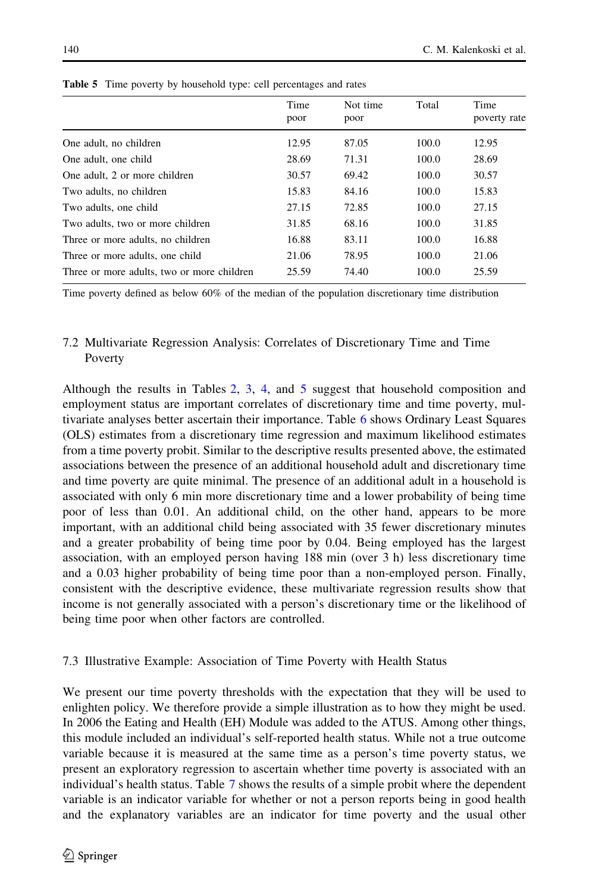Table 5 Time poverty by household type: cell percentages and rates

| | Time poor | Not time poor | Total | Time poverty rate |
|---|---|---|---|---|
| One adult, no children | 12.95 | 87.05 | 100.0 | 12.95 |
| One adult, one child | 28.69 | 71.31 | 100.0 | 28.69 |
| One adult, 2 or more children | 30.57 | 69.42 | 100.0 | 30.57 |
| Two adults, no children | 15.83 | 84.16 | 100.0 | 15.83 |
| Two adults, one child | 27.15 | 72.85 | 100.0 | 27.15 |
| Two adults, two or more children | 31.85 | 68.16 | 100.0 | 31.85 |
| Three or more adults, no children | 16.88 | 83.11 | 100.0 | 16.88 |
| Three or more adults, one child | 21.06 | 78.95 | 100.0 | 21.06 |
| Three or more adults, two or more children | 25.59 | 74.40 | 100.0 | 25.59 |

Time poverty defined as below 60% of the median of the population discretionary time distribution

### 7.2 Multivariate Regression Analysis: Correlates of Discretionary Time and Time Poverty

Although the results in Tables 2, 3, 4, and 5 suggest that household composition and employment status are important correlates of discretionary time and time poverty, multivariate analyses better ascertain their importance. Table 6 shows Ordinary Least Squares (OLS) estimates from a discretionary time regression and maximum likelihood estimates from a time poverty probit. Similar to the descriptive results presented above, the estimated associations between the presence of an additional household adult and discretionary time and time poverty are quite minimal. The presence of an additional adult in a household is associated with only 6 min more discretionary time and a lower probability of being time poor of less than 0.01. An additional child, on the other hand, appears to be more important, with an additional child being associated with 35 fewer discretionary minutes and a greater probability of being time poor by 0.04. Being employed has the largest association, with an employed person having 188 min (over 3 h) less discretionary time and a 0.03 higher probability of being time poor than a non-employed person. Finally, consistent with the descriptive evidence, these multivariate regression results show that income is not generally associated with a person's discretionary time or the likelihood of being time poor when other factors are controlled.

### 7.3 Illustrative Example: Association of Time Poverty with Health Status

We present our time poverty thresholds with the expectation that they will be used to enlighten policy. We therefore provide a simple illustration as to how they might be used. In 2006 the Eating and Health (EH) Module was added to the ATUS. Among other things, this module included an individual's self-reported health status. While not a true outcome variable because it is measured at the same time as a person's time poverty status, we present an exploratory regression to ascertain whether time poverty is associated with an individual's health status. Table 7 shows the results of a simple probit where the dependent variable is an indicator variable for whether or not a person reports being in good health and the explanatory variables are an indicator for time poverty and the usual other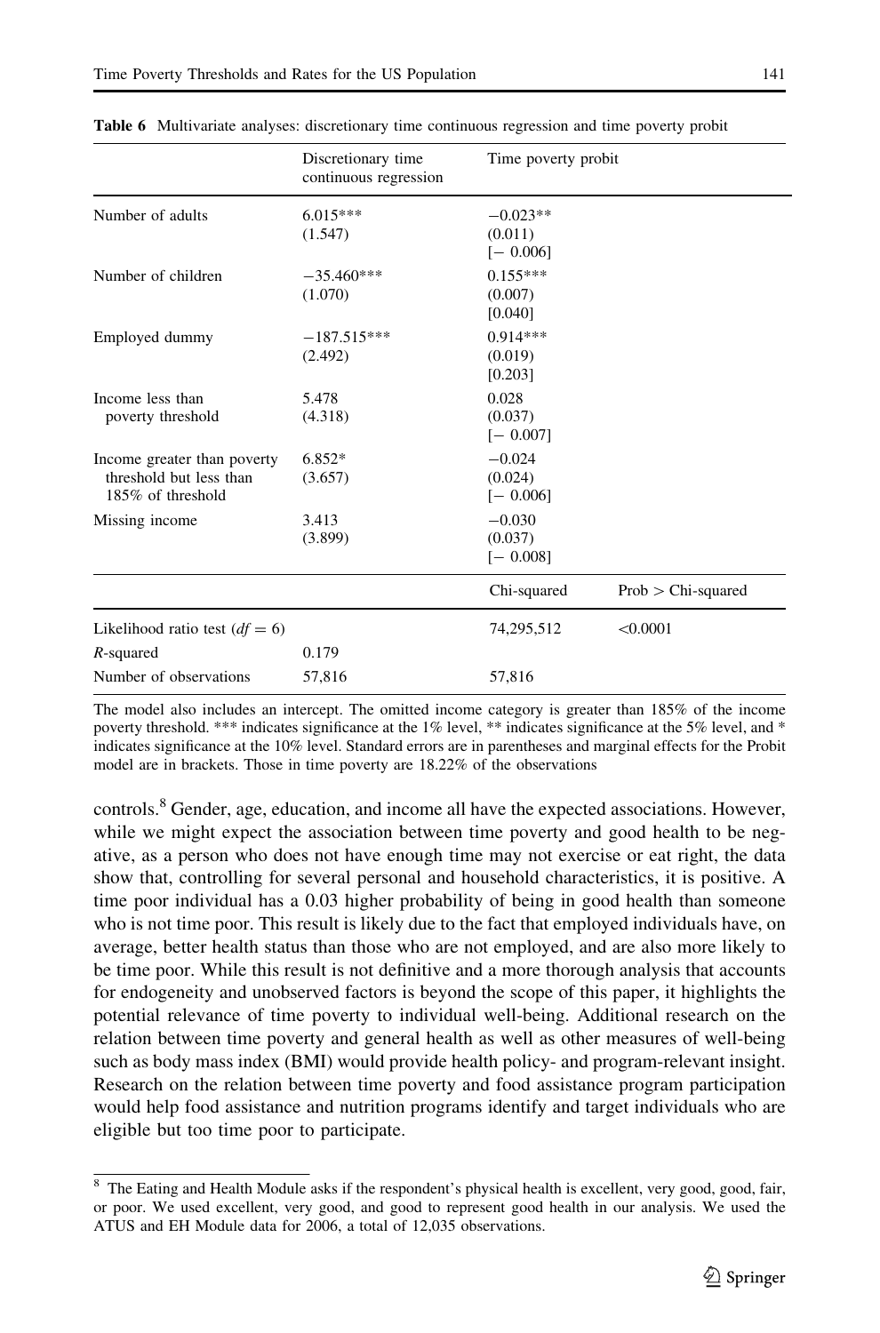**Table 6** Multivariate analyses: discretionary time continuous regression and time poverty probit

| | Discretionary time continuous regression | Time poverty probit | |
|---|---|---|---|
| Number of adults | 6.015***<br>(1.547) | −0.023**<br>(0.011)<br>[− 0.006] | |
| Number of children | −35.460***<br>(1.070) | 0.155***<br>(0.007)<br>[0.040] | |
| Employed dummy | −187.515***<br>(2.492) | 0.914***<br>(0.019)<br>[0.203] | |
| Income less than poverty threshold | 5.478<br>(4.318) | 0.028<br>(0.037)<br>[− 0.007] | |
| Income greater than poverty threshold but less than 185% of threshold | 6.852*<br>(3.657) | −0.024<br>(0.024)<br>[− 0.006] | |
| Missing income | 3.413<br>(3.899) | −0.030<br>(0.037)<br>[− 0.008] | |
| | | Chi-squared | Prob > Chi-squared |
| Likelihood ratio test ($df = 6$) | | 74,295,512 | <0.0001 |
| $R$-squared | 0.179 | | |
| Number of observations | 57,816 | 57,816 | |

The model also includes an intercept. The omitted income category is greater than 185% of the income poverty threshold. *** indicates significance at the 1% level, ** indicates significance at the 5% level, and * indicates significance at the 10% level. Standard errors are in parentheses and marginal effects for the Probit model are in brackets. Those in time poverty are 18.22% of the observations

controls.[8] Gender, age, education, and income all have the expected associations. However, while we might expect the association between time poverty and good health to be negative, as a person who does not have enough time may not exercise or eat right, the data show that, controlling for several personal and household characteristics, it is positive. A time poor individual has a 0.03 higher probability of being in good health than someone who is not time poor. This result is likely due to the fact that employed individuals have, on average, better health status than those who are not employed, and are also more likely to be time poor. While this result is not definitive and a more thorough analysis that accounts for endogeneity and unobserved factors is beyond the scope of this paper, it highlights the potential relevance of time poverty to individual well-being. Additional research on the relation between time poverty and general health as well as other measures of well-being such as body mass index (BMI) would provide health policy- and program-relevant insight. Research on the relation between time poverty and food assistance program participation would help food assistance and nutrition programs identify and target individuals who are eligible but too time poor to participate.

[8] The Eating and Health Module asks if the respondent's physical health is excellent, very good, good, fair, or poor. We used excellent, very good, and good to represent good health in our analysis. We used the ATUS and EH Module data for 2006, a total of 12,035 observations.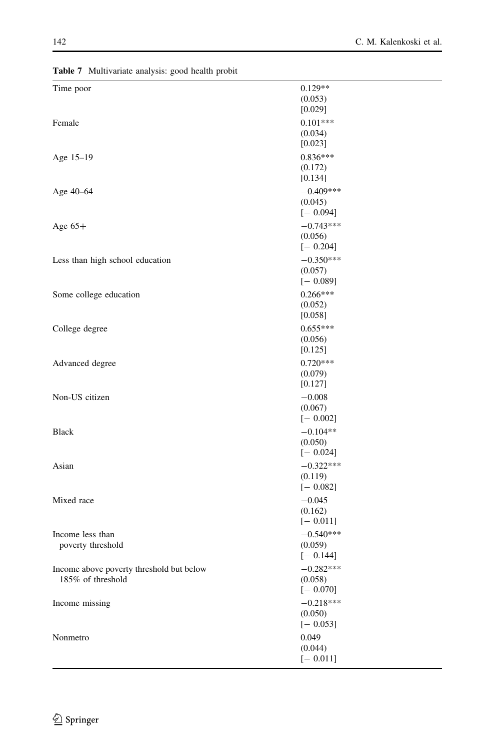**Table 7** Multivariate analysis: good health probit

| | |
|---|---|
| Time poor | 0.129** (0.053) [0.029] |
| Female | 0.101*** (0.034) [0.023] |
| Age 15–19 | 0.836*** (0.172) [0.134] |
| Age 40–64 | −0.409*** (0.045) [− 0.094] |
| Age 65+ | −0.743*** (0.056) [− 0.204] |
| Less than high school education | −0.350*** (0.057) [− 0.089] |
| Some college education | 0.266*** (0.052) [0.058] |
| College degree | 0.655*** (0.056) [0.125] |
| Advanced degree | 0.720*** (0.079) [0.127] |
| Non-US citizen | −0.008 (0.067) [− 0.002] |
| Black | −0.104** (0.050) [− 0.024] |
| Asian | −0.322*** (0.119) [− 0.082] |
| Mixed race | −0.045 (0.162) [− 0.011] |
| Income less than poverty threshold | −0.540*** (0.059) [− 0.144] |
| Income above poverty threshold but below 185% of threshold | −0.282*** (0.058) [− 0.070] |
| Income missing | −0.218*** (0.050) [− 0.053] |
| Nonmetro | 0.049 (0.044) [− 0.011] |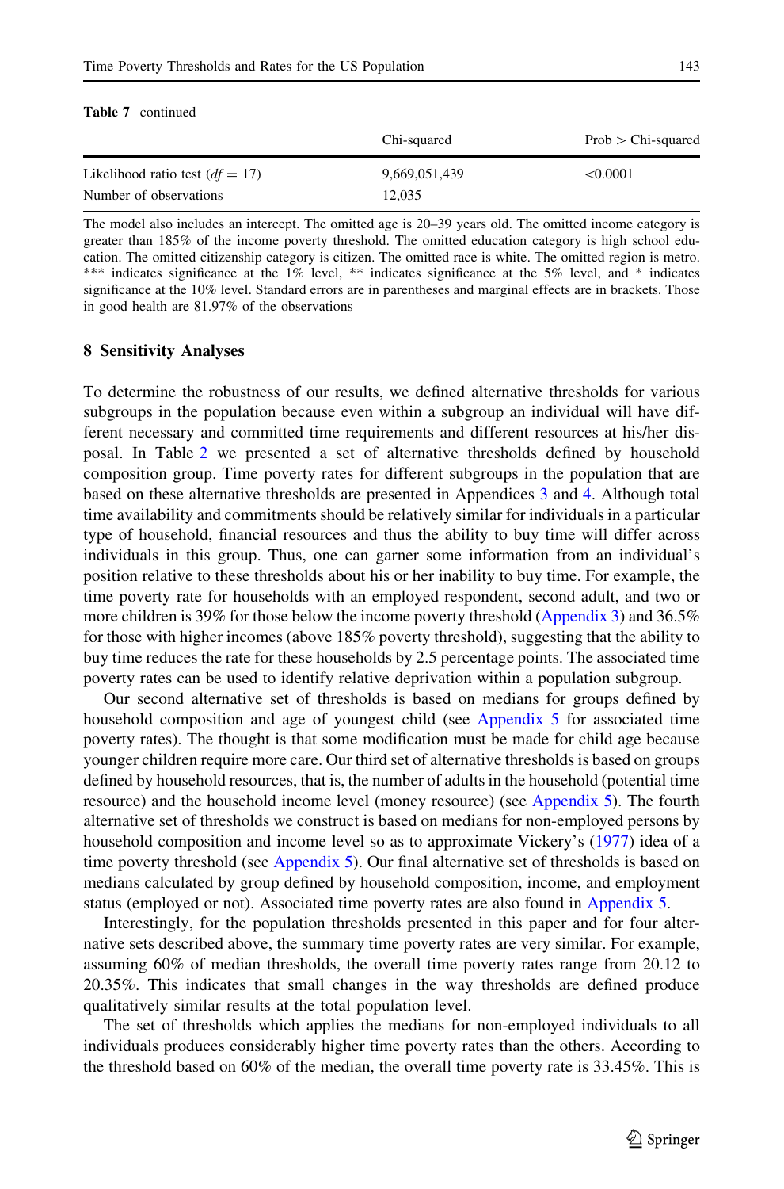**Table 7** continued

| | Chi-squared | Prob > Chi-squared |
|---|---|---|
| Likelihood ratio test (*df* = 17) | 9,669,051,439 | <0.0001 |
| Number of observations | 12,035 | |

The model also includes an intercept. The omitted age is 20–39 years old. The omitted income category is greater than 185% of the income poverty threshold. The omitted education category is high school education. The omitted citizenship category is citizen. The omitted race is white. The omitted region is metro. *** indicates significance at the 1% level, ** indicates significance at the 5% level, and * indicates significance at the 10% level. Standard errors are in parentheses and marginal effects are in brackets. Those in good health are 81.97% of the observations

## 8 Sensitivity Analyses

To determine the robustness of our results, we defined alternative thresholds for various subgroups in the population because even within a subgroup an individual will have different necessary and committed time requirements and different resources at his/her disposal. In Table 2 we presented a set of alternative thresholds defined by household composition group. Time poverty rates for different subgroups in the population that are based on these alternative thresholds are presented in Appendices 3 and 4. Although total time availability and commitments should be relatively similar for individuals in a particular type of household, financial resources and thus the ability to buy time will differ across individuals in this group. Thus, one can garner some information from an individual's position relative to these thresholds about his or her inability to buy time. For example, the time poverty rate for households with an employed respondent, second adult, and two or more children is 39% for those below the income poverty threshold (Appendix 3) and 36.5% for those with higher incomes (above 185% poverty threshold), suggesting that the ability to buy time reduces the rate for these households by 2.5 percentage points. The associated time poverty rates can be used to identify relative deprivation within a population subgroup.

Our second alternative set of thresholds is based on medians for groups defined by household composition and age of youngest child (see Appendix 5 for associated time poverty rates). The thought is that some modification must be made for child age because younger children require more care. Our third set of alternative thresholds is based on groups defined by household resources, that is, the number of adults in the household (potential time resource) and the household income level (money resource) (see Appendix 5). The fourth alternative set of thresholds we construct is based on medians for non-employed persons by household composition and income level so as to approximate Vickery's (1977) idea of a time poverty threshold (see Appendix 5). Our final alternative set of thresholds is based on medians calculated by group defined by household composition, income, and employment status (employed or not). Associated time poverty rates are also found in Appendix 5.

Interestingly, for the population thresholds presented in this paper and for four alternative sets described above, the summary time poverty rates are very similar. For example, assuming 60% of median thresholds, the overall time poverty rates range from 20.12 to 20.35%. This indicates that small changes in the way thresholds are defined produce qualitatively similar results at the total population level.

The set of thresholds which applies the medians for non-employed individuals to all individuals produces considerably higher time poverty rates than the others. According to the threshold based on 60% of the median, the overall time poverty rate is 33.45%. This is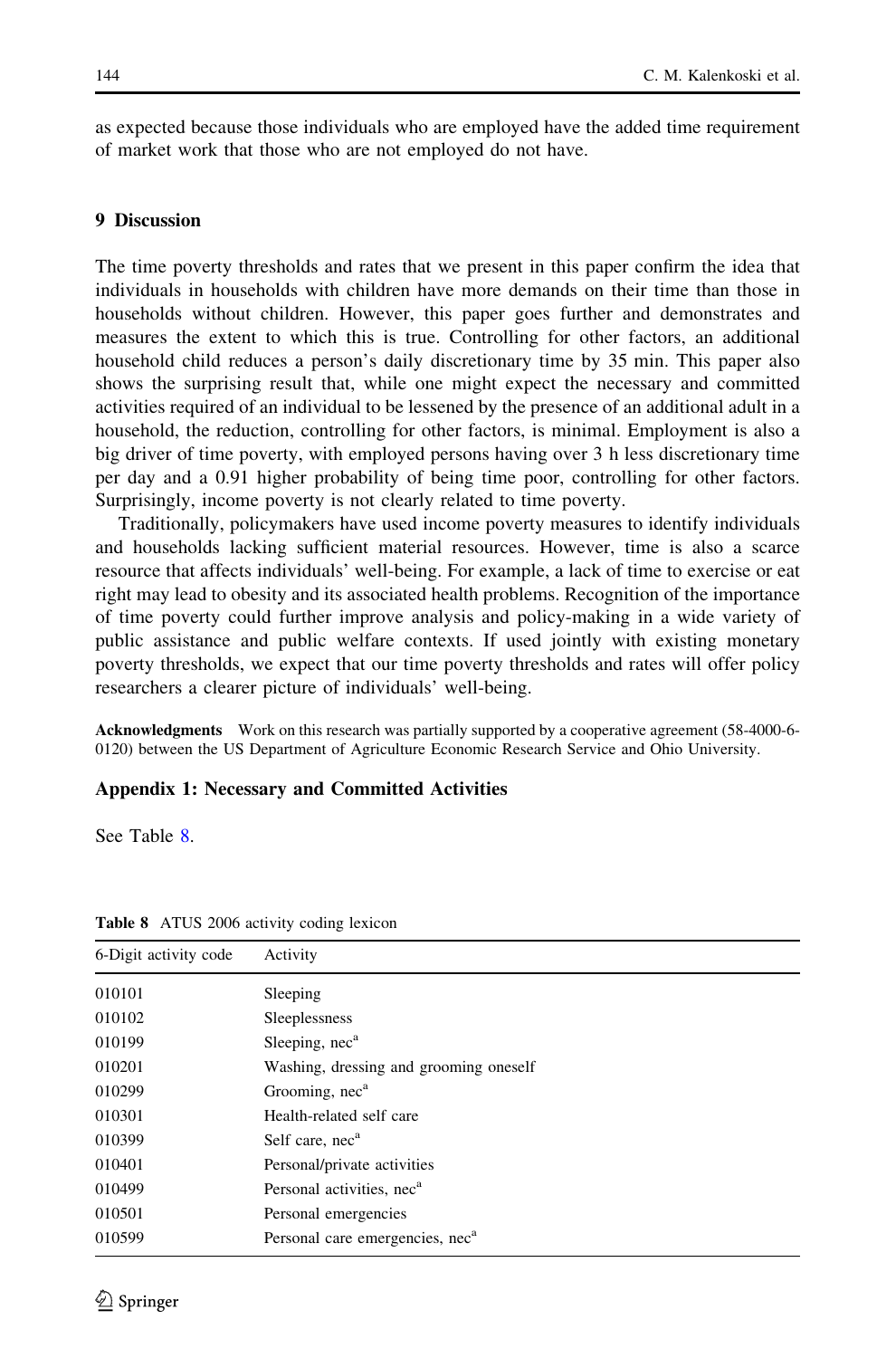as expected because those individuals who are employed have the added time requirement of market work that those who are not employed do not have.

## 9 Discussion

The time poverty thresholds and rates that we present in this paper confirm the idea that individuals in households with children have more demands on their time than those in households without children. However, this paper goes further and demonstrates and measures the extent to which this is true. Controlling for other factors, an additional household child reduces a person's daily discretionary time by 35 min. This paper also shows the surprising result that, while one might expect the necessary and committed activities required of an individual to be lessened by the presence of an additional adult in a household, the reduction, controlling for other factors, is minimal. Employment is also a big driver of time poverty, with employed persons having over 3 h less discretionary time per day and a 0.91 higher probability of being time poor, controlling for other factors. Surprisingly, income poverty is not clearly related to time poverty.

Traditionally, policymakers have used income poverty measures to identify individuals and households lacking sufficient material resources. However, time is also a scarce resource that affects individuals' well-being. For example, a lack of time to exercise or eat right may lead to obesity and its associated health problems. Recognition of the importance of time poverty could further improve analysis and policy-making in a wide variety of public assistance and public welfare contexts. If used jointly with existing monetary poverty thresholds, we expect that our time poverty thresholds and rates will offer policy researchers a clearer picture of individuals' well-being.

**Acknowledgments** Work on this research was partially supported by a cooperative agreement (58-4000-6-0120) between the US Department of Agriculture Economic Research Service and Ohio University.

### Appendix 1: Necessary and Committed Activities

See Table 8.

**Table 8** ATUS 2006 activity coding lexicon

| 6-Digit activity code | Activity |
|---|---|
| 010101 | Sleeping |
| 010102 | Sleeplessness |
| 010199 | Sleeping, nec[a] |
| 010201 | Washing, dressing and grooming oneself |
| 010299 | Grooming, nec[a] |
| 010301 | Health-related self care |
| 010399 | Self care, nec[a] |
| 010401 | Personal/private activities |
| 010499 | Personal activities, nec[a] |
| 010501 | Personal emergencies |
| 010599 | Personal care emergencies, nec[a] |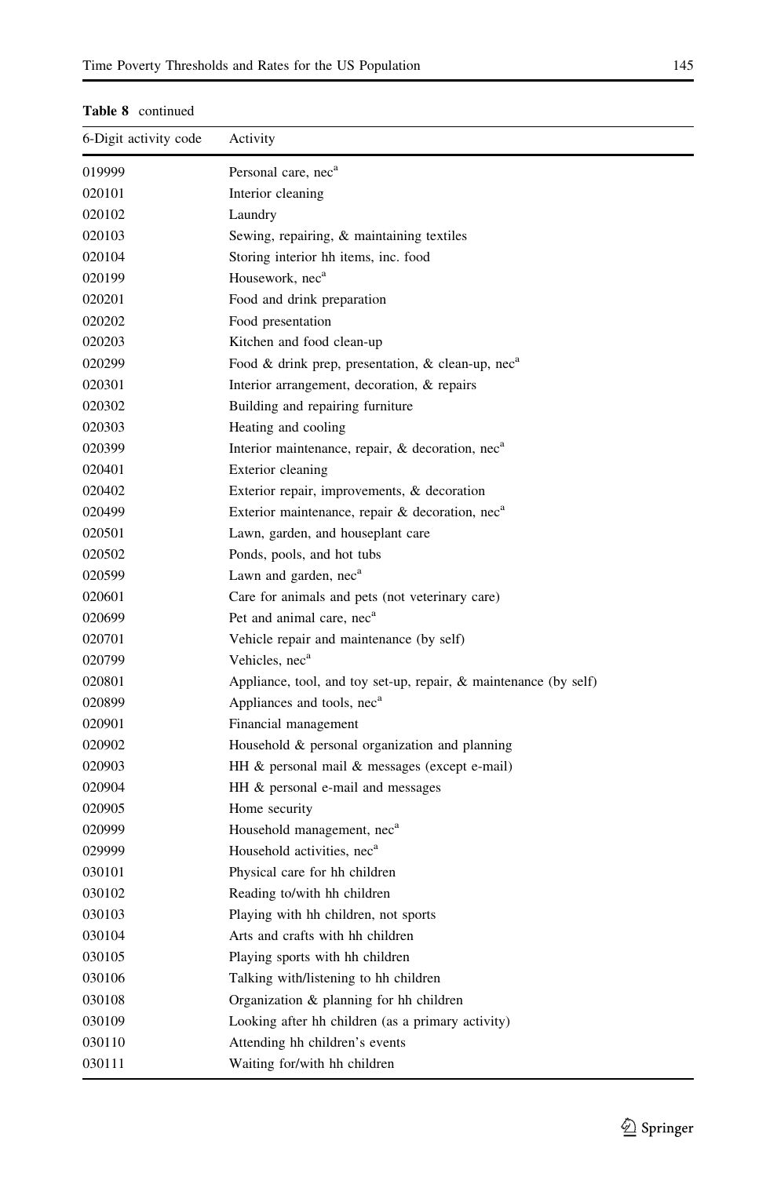**Table 8** continued

| 6-Digit activity code | Activity |
|---|---|
| 019999 | Personal care, nec[a] |
| 020101 | Interior cleaning |
| 020102 | Laundry |
| 020103 | Sewing, repairing, & maintaining textiles |
| 020104 | Storing interior hh items, inc. food |
| 020199 | Housework, nec[a] |
| 020201 | Food and drink preparation |
| 020202 | Food presentation |
| 020203 | Kitchen and food clean-up |
| 020299 | Food & drink prep, presentation, & clean-up, nec[a] |
| 020301 | Interior arrangement, decoration, & repairs |
| 020302 | Building and repairing furniture |
| 020303 | Heating and cooling |
| 020399 | Interior maintenance, repair, & decoration, nec[a] |
| 020401 | Exterior cleaning |
| 020402 | Exterior repair, improvements, & decoration |
| 020499 | Exterior maintenance, repair & decoration, nec[a] |
| 020501 | Lawn, garden, and houseplant care |
| 020502 | Ponds, pools, and hot tubs |
| 020599 | Lawn and garden, nec[a] |
| 020601 | Care for animals and pets (not veterinary care) |
| 020699 | Pet and animal care, nec[a] |
| 020701 | Vehicle repair and maintenance (by self) |
| 020799 | Vehicles, nec[a] |
| 020801 | Appliance, tool, and toy set-up, repair, & maintenance (by self) |
| 020899 | Appliances and tools, nec[a] |
| 020901 | Financial management |
| 020902 | Household & personal organization and planning |
| 020903 | HH & personal mail & messages (except e-mail) |
| 020904 | HH & personal e-mail and messages |
| 020905 | Home security |
| 020999 | Household management, nec[a] |
| 029999 | Household activities, nec[a] |
| 030101 | Physical care for hh children |
| 030102 | Reading to/with hh children |
| 030103 | Playing with hh children, not sports |
| 030104 | Arts and crafts with hh children |
| 030105 | Playing sports with hh children |
| 030106 | Talking with/listening to hh children |
| 030108 | Organization & planning for hh children |
| 030109 | Looking after hh children (as a primary activity) |
| 030110 | Attending hh children's events |
| 030111 | Waiting for/with hh children |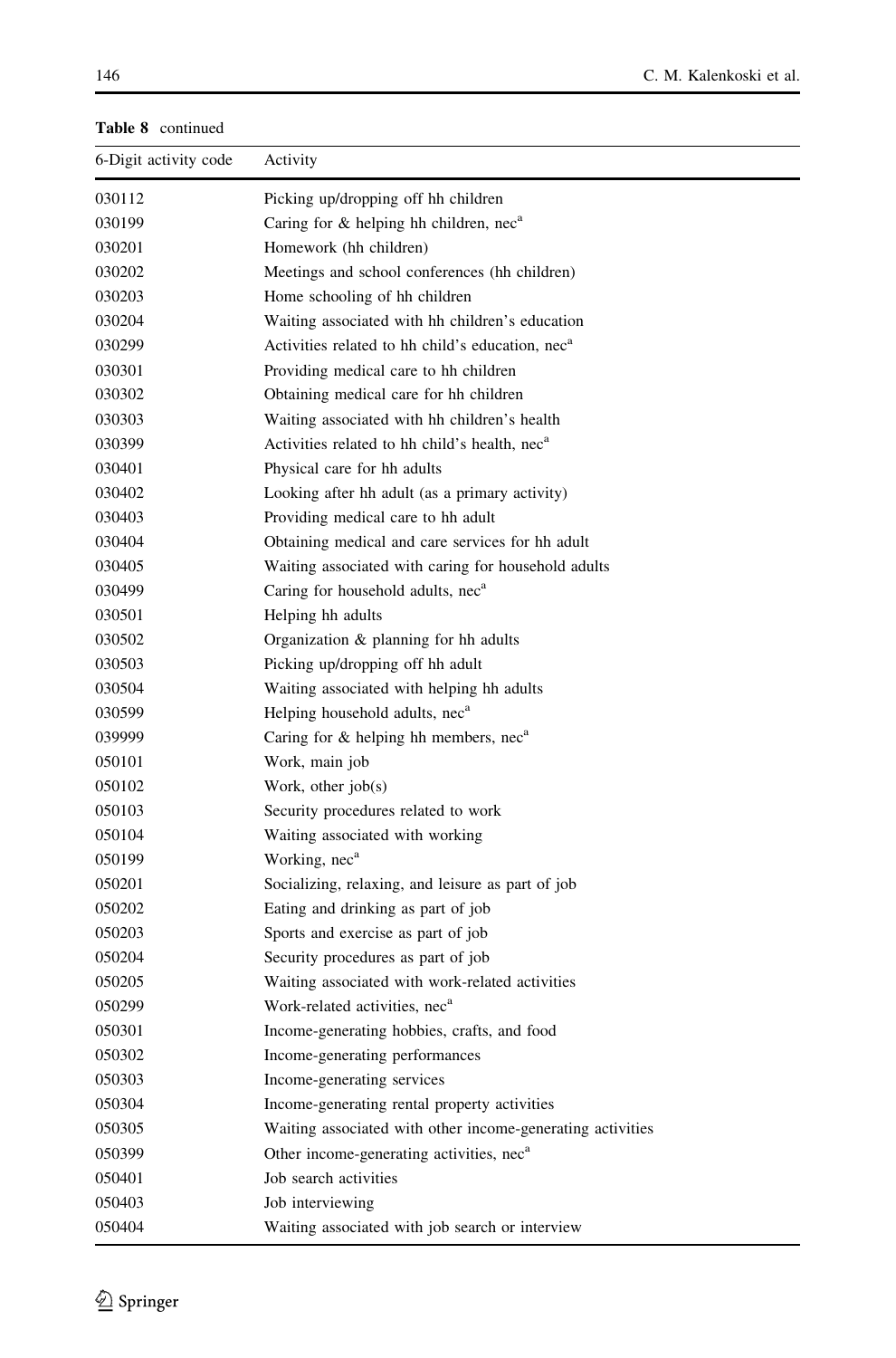**Table 8** continued

| 6-Digit activity code | Activity |
|---|---|
| 030112 | Picking up/dropping off hh children |
| 030199 | Caring for & helping hh children, nec[a] |
| 030201 | Homework (hh children) |
| 030202 | Meetings and school conferences (hh children) |
| 030203 | Home schooling of hh children |
| 030204 | Waiting associated with hh children's education |
| 030299 | Activities related to hh child's education, nec[a] |
| 030301 | Providing medical care to hh children |
| 030302 | Obtaining medical care for hh children |
| 030303 | Waiting associated with hh children's health |
| 030399 | Activities related to hh child's health, nec[a] |
| 030401 | Physical care for hh adults |
| 030402 | Looking after hh adult (as a primary activity) |
| 030403 | Providing medical care to hh adult |
| 030404 | Obtaining medical and care services for hh adult |
| 030405 | Waiting associated with caring for household adults |
| 030499 | Caring for household adults, nec[a] |
| 030501 | Helping hh adults |
| 030502 | Organization & planning for hh adults |
| 030503 | Picking up/dropping off hh adult |
| 030504 | Waiting associated with helping hh adults |
| 030599 | Helping household adults, nec[a] |
| 039999 | Caring for & helping hh members, nec[a] |
| 050101 | Work, main job |
| 050102 | Work, other job(s) |
| 050103 | Security procedures related to work |
| 050104 | Waiting associated with working |
| 050199 | Working, nec[a] |
| 050201 | Socializing, relaxing, and leisure as part of job |
| 050202 | Eating and drinking as part of job |
| 050203 | Sports and exercise as part of job |
| 050204 | Security procedures as part of job |
| 050205 | Waiting associated with work-related activities |
| 050299 | Work-related activities, nec[a] |
| 050301 | Income-generating hobbies, crafts, and food |
| 050302 | Income-generating performances |
| 050303 | Income-generating services |
| 050304 | Income-generating rental property activities |
| 050305 | Waiting associated with other income-generating activities |
| 050399 | Other income-generating activities, nec[a] |
| 050401 | Job search activities |
| 050403 | Job interviewing |
| 050404 | Waiting associated with job search or interview |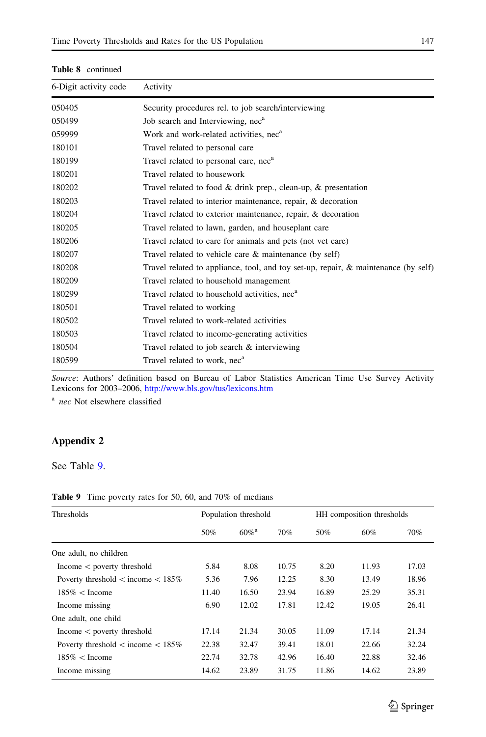**Table 8** continued

| 6-Digit activity code | Activity |
|---|---|
| 050405 | Security procedures rel. to job search/interviewing |
| 050499 | Job search and Interviewing, nec[a] |
| 059999 | Work and work-related activities, nec[a] |
| 180101 | Travel related to personal care |
| 180199 | Travel related to personal care, nec[a] |
| 180201 | Travel related to housework |
| 180202 | Travel related to food & drink prep., clean-up, & presentation |
| 180203 | Travel related to interior maintenance, repair, & decoration |
| 180204 | Travel related to exterior maintenance, repair, & decoration |
| 180205 | Travel related to lawn, garden, and houseplant care |
| 180206 | Travel related to care for animals and pets (not vet care) |
| 180207 | Travel related to vehicle care & maintenance (by self) |
| 180208 | Travel related to appliance, tool, and toy set-up, repair, & maintenance (by self) |
| 180209 | Travel related to household management |
| 180299 | Travel related to household activities, nec[a] |
| 180501 | Travel related to working |
| 180502 | Travel related to work-related activities |
| 180503 | Travel related to income-generating activities |
| 180504 | Travel related to job search & interviewing |
| 180599 | Travel related to work, nec[a] |

*Source*: Authors' definition based on Bureau of Labor Statistics American Time Use Survey Activity Lexicons for 2003–2006, http://www.bls.gov/tus/lexicons.htm

[a] *nec* Not elsewhere classified

## Appendix 2

See Table 9.

**Table 9** Time poverty rates for 50, 60, and 70% of medians

| Thresholds | Population threshold | | | HH composition thresholds | | |
|---|---|---|---|---|---|---|
| | 50% | 60%[a] | 70% | 50% | 60% | 70% |
| One adult, no children | | | | | | |
| Income < poverty threshold | 5.84 | 8.08 | 10.75 | 8.20 | 11.93 | 17.03 |
| Poverty threshold < income < 185% | 5.36 | 7.96 | 12.25 | 8.30 | 13.49 | 18.96 |
| 185% < Income | 11.40 | 16.50 | 23.94 | 16.89 | 25.29 | 35.31 |
| Income missing | 6.90 | 12.02 | 17.81 | 12.42 | 19.05 | 26.41 |
| One adult, one child | | | | | | |
| Income < poverty threshold | 17.14 | 21.34 | 30.05 | 11.09 | 17.14 | 21.34 |
| Poverty threshold < income < 185% | 22.38 | 32.47 | 39.41 | 18.01 | 22.66 | 32.24 |
| 185% < Income | 22.74 | 32.78 | 42.96 | 16.40 | 22.88 | 32.46 |
| Income missing | 14.62 | 23.89 | 31.75 | 11.86 | 14.62 | 23.89 |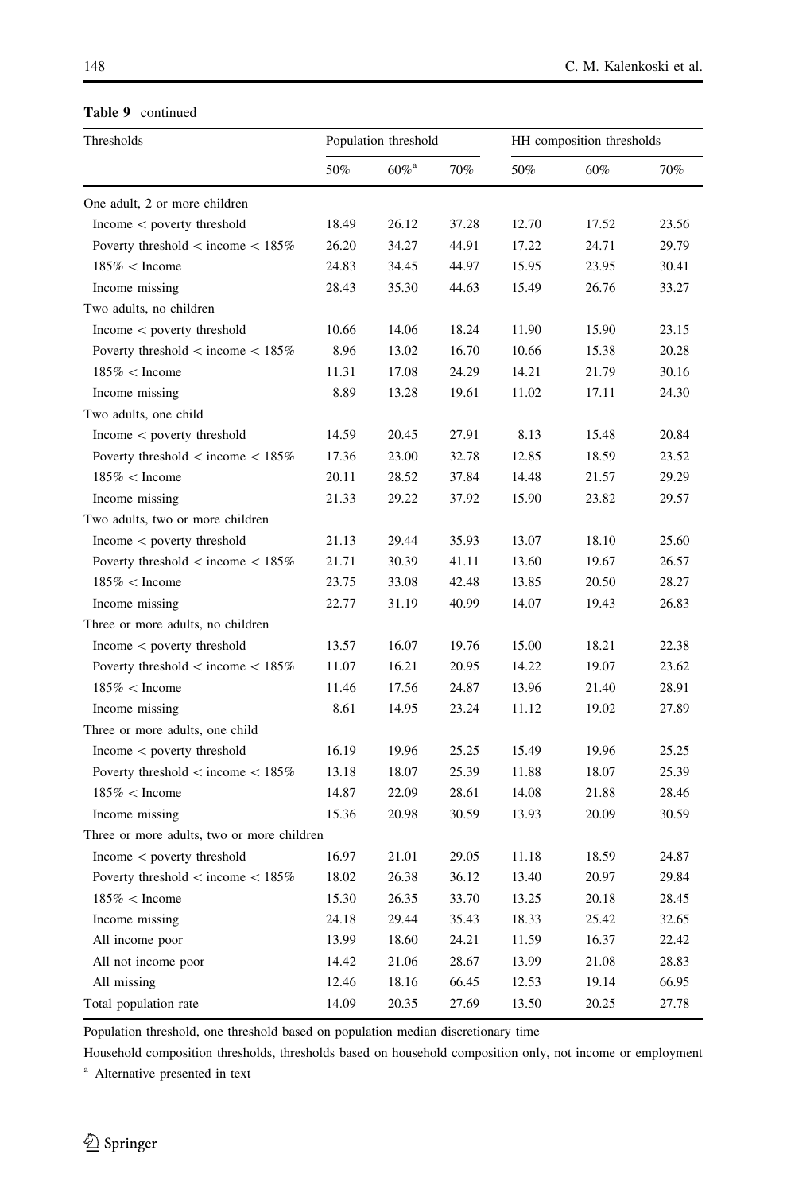**Table 9** continued

| Thresholds | Population threshold | | | HH composition thresholds | | |
|---|---|---|---|---|---|---|
| | 50% | 60%[a] | 70% | 50% | 60% | 70% |
| One adult, 2 or more children | | | | | | |
| Income < poverty threshold | 18.49 | 26.12 | 37.28 | 12.70 | 17.52 | 23.56 |
| Poverty threshold < income < 185% | 26.20 | 34.27 | 44.91 | 17.22 | 24.71 | 29.79 |
| 185% < Income | 24.83 | 34.45 | 44.97 | 15.95 | 23.95 | 30.41 |
| Income missing | 28.43 | 35.30 | 44.63 | 15.49 | 26.76 | 33.27 |
| Two adults, no children | | | | | | |
| Income < poverty threshold | 10.66 | 14.06 | 18.24 | 11.90 | 15.90 | 23.15 |
| Poverty threshold < income < 185% | 8.96 | 13.02 | 16.70 | 10.66 | 15.38 | 20.28 |
| 185% < Income | 11.31 | 17.08 | 24.29 | 14.21 | 21.79 | 30.16 |
| Income missing | 8.89 | 13.28 | 19.61 | 11.02 | 17.11 | 24.30 |
| Two adults, one child | | | | | | |
| Income < poverty threshold | 14.59 | 20.45 | 27.91 | 8.13 | 15.48 | 20.84 |
| Poverty threshold < income < 185% | 17.36 | 23.00 | 32.78 | 12.85 | 18.59 | 23.52 |
| 185% < Income | 20.11 | 28.52 | 37.84 | 14.48 | 21.57 | 29.29 |
| Income missing | 21.33 | 29.22 | 37.92 | 15.90 | 23.82 | 29.57 |
| Two adults, two or more children | | | | | | |
| Income < poverty threshold | 21.13 | 29.44 | 35.93 | 13.07 | 18.10 | 25.60 |
| Poverty threshold < income < 185% | 21.71 | 30.39 | 41.11 | 13.60 | 19.67 | 26.57 |
| 185% < Income | 23.75 | 33.08 | 42.48 | 13.85 | 20.50 | 28.27 |
| Income missing | 22.77 | 31.19 | 40.99 | 14.07 | 19.43 | 26.83 |
| Three or more adults, no children | | | | | | |
| Income < poverty threshold | 13.57 | 16.07 | 19.76 | 15.00 | 18.21 | 22.38 |
| Poverty threshold < income < 185% | 11.07 | 16.21 | 20.95 | 14.22 | 19.07 | 23.62 |
| 185% < Income | 11.46 | 17.56 | 24.87 | 13.96 | 21.40 | 28.91 |
| Income missing | 8.61 | 14.95 | 23.24 | 11.12 | 19.02 | 27.89 |
| Three or more adults, one child | | | | | | |
| Income < poverty threshold | 16.19 | 19.96 | 25.25 | 15.49 | 19.96 | 25.25 |
| Poverty threshold < income < 185% | 13.18 | 18.07 | 25.39 | 11.88 | 18.07 | 25.39 |
| 185% < Income | 14.87 | 22.09 | 28.61 | 14.08 | 21.88 | 28.46 |
| Income missing | 15.36 | 20.98 | 30.59 | 13.93 | 20.09 | 30.59 |
| Three or more adults, two or more children | | | | | | |
| Income < poverty threshold | 16.97 | 21.01 | 29.05 | 11.18 | 18.59 | 24.87 |
| Poverty threshold < income < 185% | 18.02 | 26.38 | 36.12 | 13.40 | 20.97 | 29.84 |
| 185% < Income | 15.30 | 26.35 | 33.70 | 13.25 | 20.18 | 28.45 |
| Income missing | 24.18 | 29.44 | 35.43 | 18.33 | 25.42 | 32.65 |
| All income poor | 13.99 | 18.60 | 24.21 | 11.59 | 16.37 | 22.42 |
| All not income poor | 14.42 | 21.06 | 28.67 | 13.99 | 21.08 | 28.83 |
| All missing | 12.46 | 18.16 | 66.45 | 12.53 | 19.14 | 66.95 |
| Total population rate | 14.09 | 20.35 | 27.69 | 13.50 | 20.25 | 27.78 |

Population threshold, one threshold based on population median discretionary time

Household composition thresholds, thresholds based on household composition only, not income or employment

[a] Alternative presented in text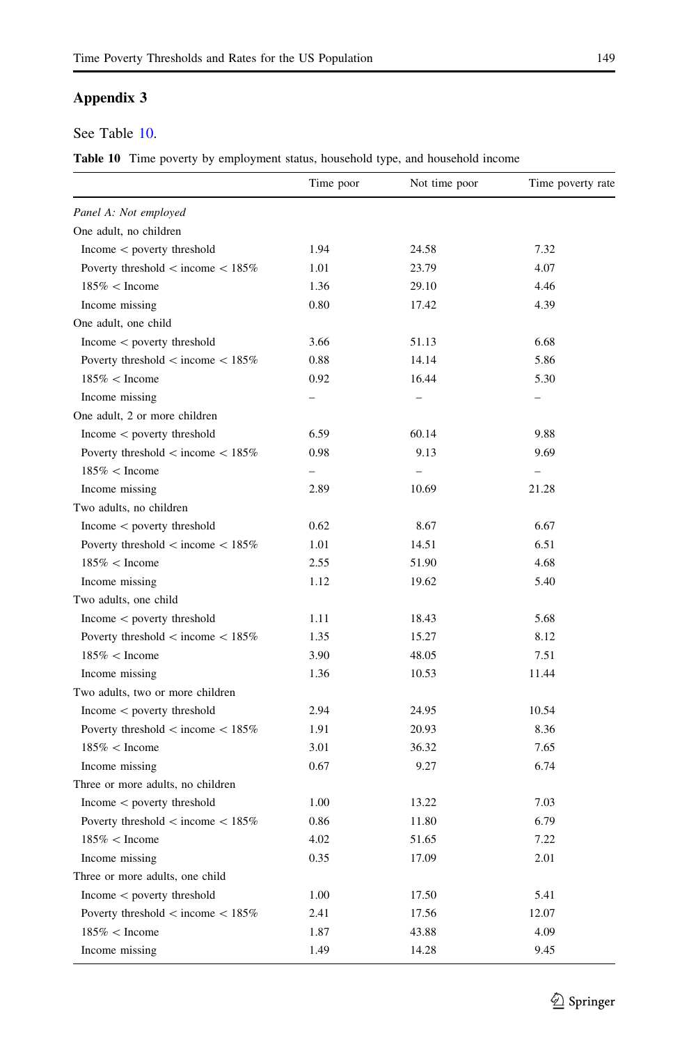## Appendix 3

See Table 10.

**Table 10** Time poverty by employment status, household type, and household income

| | Time poor | Not time poor | Time poverty rate |
|---|---|---|---|
| *Panel A: Not employed* | | | |
| One adult, no children | | | |
| Income < poverty threshold | 1.94 | 24.58 | 7.32 |
| Poverty threshold < income < 185% | 1.01 | 23.79 | 4.07 |
| 185% < Income | 1.36 | 29.10 | 4.46 |
| Income missing | 0.80 | 17.42 | 4.39 |
| One adult, one child | | | |
| Income < poverty threshold | 3.66 | 51.13 | 6.68 |
| Poverty threshold < income < 185% | 0.88 | 14.14 | 5.86 |
| 185% < Income | 0.92 | 16.44 | 5.30 |
| Income missing | – | – | – |
| One adult, 2 or more children | | | |
| Income < poverty threshold | 6.59 | 60.14 | 9.88 |
| Poverty threshold < income < 185% | 0.98 | 9.13 | 9.69 |
| 185% < Income | – | – | – |
| Income missing | 2.89 | 10.69 | 21.28 |
| Two adults, no children | | | |
| Income < poverty threshold | 0.62 | 8.67 | 6.67 |
| Poverty threshold < income < 185% | 1.01 | 14.51 | 6.51 |
| 185% < Income | 2.55 | 51.90 | 4.68 |
| Income missing | 1.12 | 19.62 | 5.40 |
| Two adults, one child | | | |
| Income < poverty threshold | 1.11 | 18.43 | 5.68 |
| Poverty threshold < income < 185% | 1.35 | 15.27 | 8.12 |
| 185% < Income | 3.90 | 48.05 | 7.51 |
| Income missing | 1.36 | 10.53 | 11.44 |
| Two adults, two or more children | | | |
| Income < poverty threshold | 2.94 | 24.95 | 10.54 |
| Poverty threshold < income < 185% | 1.91 | 20.93 | 8.36 |
| 185% < Income | 3.01 | 36.32 | 7.65 |
| Income missing | 0.67 | 9.27 | 6.74 |
| Three or more adults, no children | | | |
| Income < poverty threshold | 1.00 | 13.22 | 7.03 |
| Poverty threshold < income < 185% | 0.86 | 11.80 | 6.79 |
| 185% < Income | 4.02 | 51.65 | 7.22 |
| Income missing | 0.35 | 17.09 | 2.01 |
| Three or more adults, one child | | | |
| Income < poverty threshold | 1.00 | 17.50 | 5.41 |
| Poverty threshold < income < 185% | 2.41 | 17.56 | 12.07 |
| 185% < Income | 1.87 | 43.88 | 4.09 |
| Income missing | 1.49 | 14.28 | 9.45 |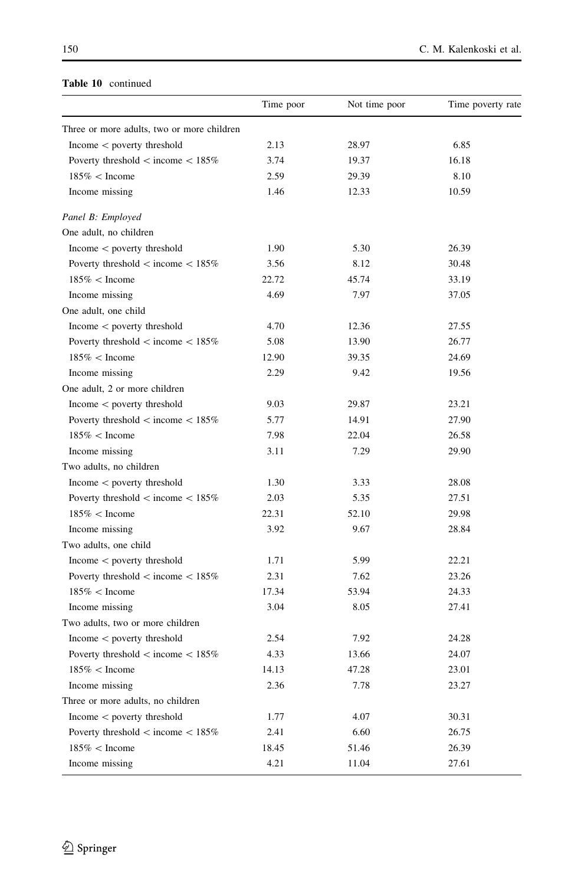**Table 10** continued

| | Time poor | Not time poor | Time poverty rate |
|---|---|---|---|
| Three or more adults, two or more children | | | |
| Income < poverty threshold | 2.13 | 28.97 | 6.85 |
| Poverty threshold < income < 185% | 3.74 | 19.37 | 16.18 |
| 185% < Income | 2.59 | 29.39 | 8.10 |
| Income missing | 1.46 | 12.33 | 10.59 |
| *Panel B: Employed* | | | |
| One adult, no children | | | |
| Income < poverty threshold | 1.90 | 5.30 | 26.39 |
| Poverty threshold < income < 185% | 3.56 | 8.12 | 30.48 |
| 185% < Income | 22.72 | 45.74 | 33.19 |
| Income missing | 4.69 | 7.97 | 37.05 |
| One adult, one child | | | |
| Income < poverty threshold | 4.70 | 12.36 | 27.55 |
| Poverty threshold < income < 185% | 5.08 | 13.90 | 26.77 |
| 185% < Income | 12.90 | 39.35 | 24.69 |
| Income missing | 2.29 | 9.42 | 19.56 |
| One adult, 2 or more children | | | |
| Income < poverty threshold | 9.03 | 29.87 | 23.21 |
| Poverty threshold < income < 185% | 5.77 | 14.91 | 27.90 |
| 185% < Income | 7.98 | 22.04 | 26.58 |
| Income missing | 3.11 | 7.29 | 29.90 |
| Two adults, no children | | | |
| Income < poverty threshold | 1.30 | 3.33 | 28.08 |
| Poverty threshold < income < 185% | 2.03 | 5.35 | 27.51 |
| 185% < Income | 22.31 | 52.10 | 29.98 |
| Income missing | 3.92 | 9.67 | 28.84 |
| Two adults, one child | | | |
| Income < poverty threshold | 1.71 | 5.99 | 22.21 |
| Poverty threshold < income < 185% | 2.31 | 7.62 | 23.26 |
| 185% < Income | 17.34 | 53.94 | 24.33 |
| Income missing | 3.04 | 8.05 | 27.41 |
| Two adults, two or more children | | | |
| Income < poverty threshold | 2.54 | 7.92 | 24.28 |
| Poverty threshold < income < 185% | 4.33 | 13.66 | 24.07 |
| 185% < Income | 14.13 | 47.28 | 23.01 |
| Income missing | 2.36 | 7.78 | 23.27 |
| Three or more adults, no children | | | |
| Income < poverty threshold | 1.77 | 4.07 | 30.31 |
| Poverty threshold < income < 185% | 2.41 | 6.60 | 26.75 |
| 185% < Income | 18.45 | 51.46 | 26.39 |
| Income missing | 4.21 | 11.04 | 27.61 |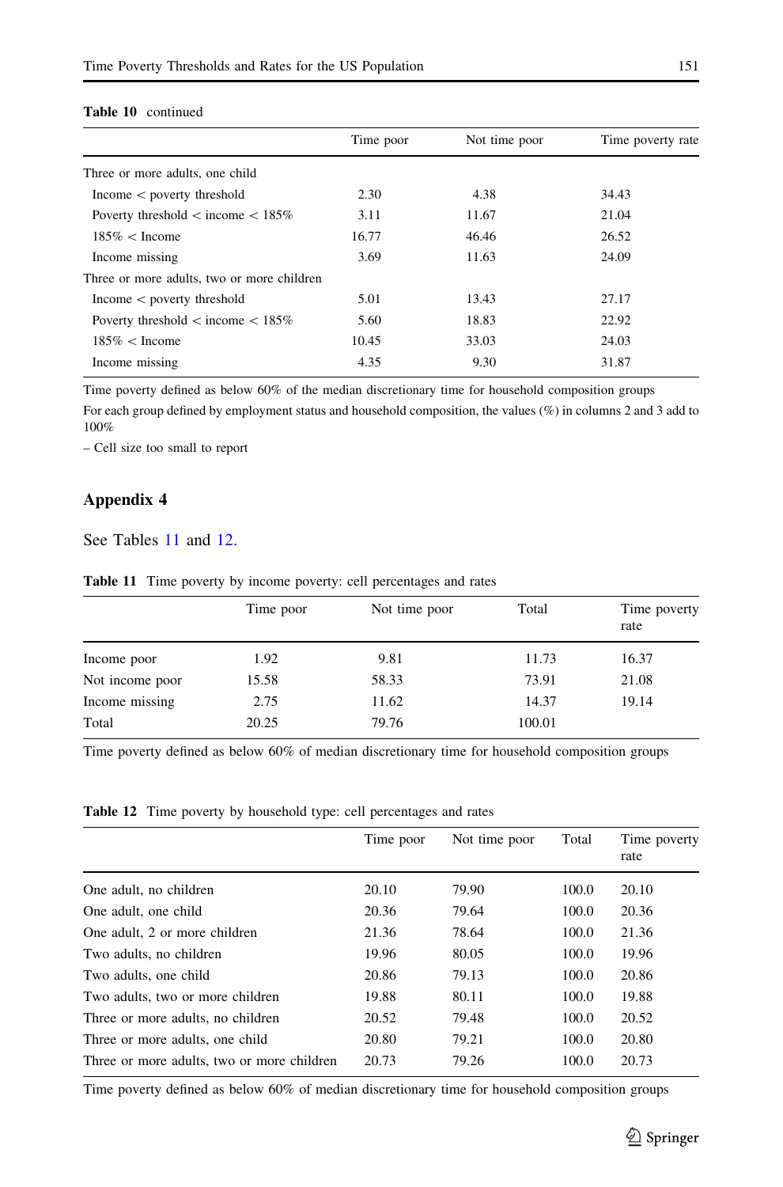**Table 10** continued

| | Time poor | Not time poor | Time poverty rate |
|---|---|---|---|
| Three or more adults, one child | | | |
| Income < poverty threshold | 2.30 | 4.38 | 34.43 |
| Poverty threshold < income < 185% | 3.11 | 11.67 | 21.04 |
| 185% < Income | 16.77 | 46.46 | 26.52 |
| Income missing | 3.69 | 11.63 | 24.09 |
| Three or more adults, two or more children | | | |
| Income < poverty threshold | 5.01 | 13.43 | 27.17 |
| Poverty threshold < income < 185% | 5.60 | 18.83 | 22.92 |
| 185% < Income | 10.45 | 33.03 | 24.03 |
| Income missing | 4.35 | 9.30 | 31.87 |

Time poverty defined as below 60% of the median discretionary time for household composition groups

For each group defined by employment status and household composition, the values (%) in columns 2 and 3 add to 100%

– Cell size too small to report

## Appendix 4

See Tables 11 and 12.

**Table 11** Time poverty by income poverty: cell percentages and rates

| | Time poor | Not time poor | Total | Time poverty rate |
|---|---|---|---|---|
| Income poor | 1.92 | 9.81 | 11.73 | 16.37 |
| Not income poor | 15.58 | 58.33 | 73.91 | 21.08 |
| Income missing | 2.75 | 11.62 | 14.37 | 19.14 |
| Total | 20.25 | 79.76 | 100.01 | |

Time poverty defined as below 60% of median discretionary time for household composition groups

**Table 12** Time poverty by household type: cell percentages and rates

| | Time poor | Not time poor | Total | Time poverty rate |
|---|---|---|---|---|
| One adult, no children | 20.10 | 79.90 | 100.0 | 20.10 |
| One adult, one child | 20.36 | 79.64 | 100.0 | 20.36 |
| One adult, 2 or more children | 21.36 | 78.64 | 100.0 | 21.36 |
| Two adults, no children | 19.96 | 80.05 | 100.0 | 19.96 |
| Two adults, one child | 20.86 | 79.13 | 100.0 | 20.86 |
| Two adults, two or more children | 19.88 | 80.11 | 100.0 | 19.88 |
| Three or more adults, no children | 20.52 | 79.48 | 100.0 | 20.52 |
| Three or more adults, one child | 20.80 | 79.21 | 100.0 | 20.80 |
| Three or more adults, two or more children | 20.73 | 79.26 | 100.0 | 20.73 |

Time poverty defined as below 60% of median discretionary time for household composition groups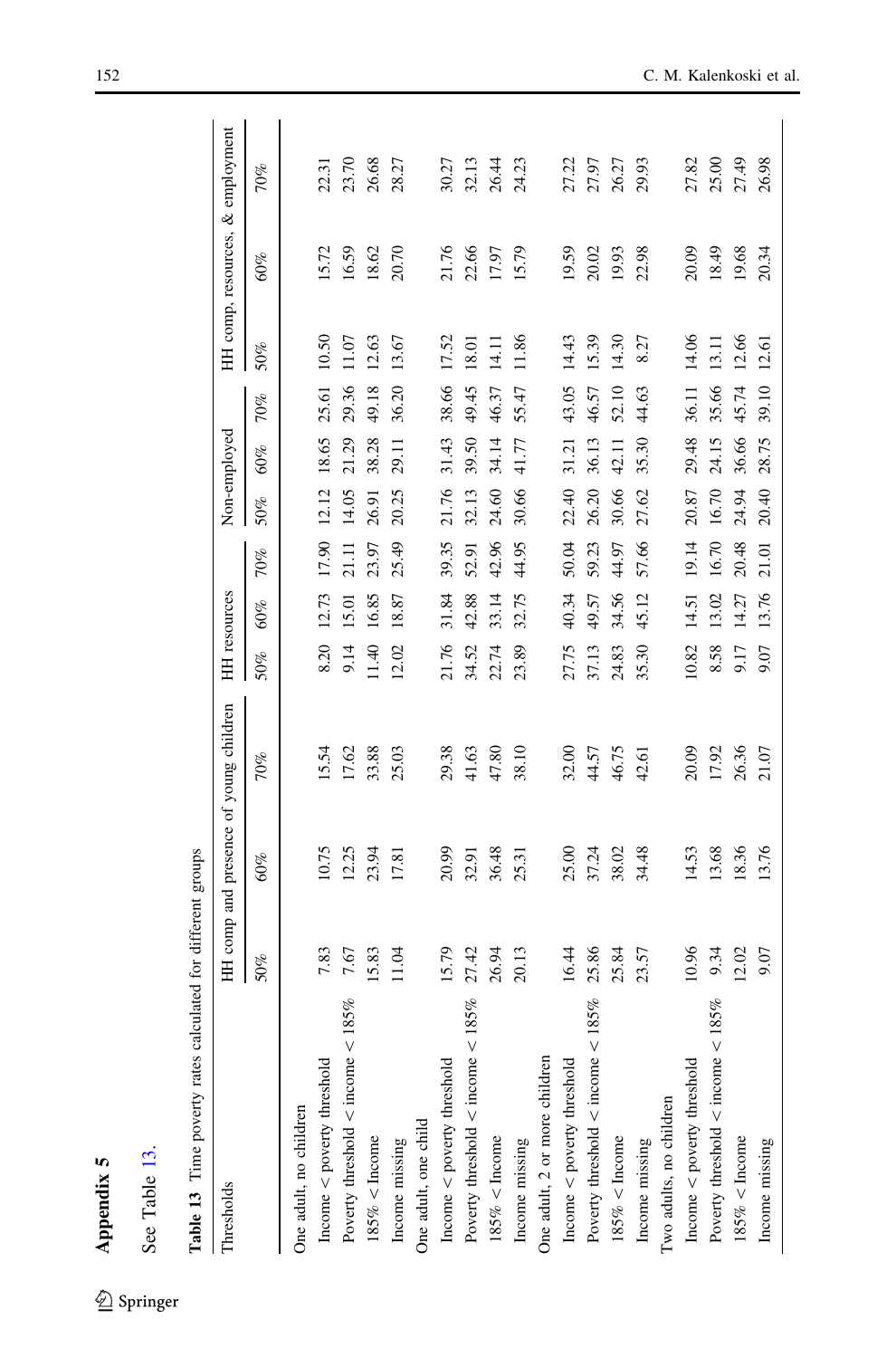## Appendix 5

See Table 13.

**Table 13** Time poverty rates calculated for different groups

| Thresholds | HH comp and presence of young children | | | HH resources | | | Non-employed | | | HH comp, resources, & employment | | |
|---|---|---|---|---|---|---|---|---|---|---|---|---|
| | 50% | 60% | 70% | 50% | 60% | 70% | 50% | 60% | 70% | 50% | 60% | 70% |
| One adult, no children | | | | | | | | | | | | |
| Income < poverty threshold | 7.83 | 10.75 | 15.54 | 8.20 | 12.73 | 17.90 | 12.12 | 18.65 | 25.61 | 10.50 | 15.72 | 22.31 |
| Poverty threshold < income < 185% | 7.67 | 12.25 | 17.62 | 9.14 | 15.01 | 21.11 | 14.05 | 21.29 | 29.36 | 11.07 | 16.59 | 23.70 |
| 185% < Income | 15.83 | 23.94 | 33.88 | 11.40 | 16.85 | 23.97 | 26.91 | 38.28 | 49.18 | 12.63 | 18.62 | 26.68 |
| Income missing | 11.04 | 17.81 | 25.03 | 12.02 | 18.87 | 25.49 | 20.25 | 29.11 | 36.20 | 13.67 | 20.70 | 28.27 |
| One adult, one child | | | | | | | | | | | | |
| Income < poverty threshold | 15.79 | 20.99 | 29.38 | 21.76 | 31.84 | 39.35 | 21.76 | 31.43 | 38.66 | 17.52 | 21.76 | 30.27 |
| Poverty threshold < income < 185% | 27.42 | 32.91 | 41.63 | 34.52 | 42.88 | 52.91 | 32.13 | 39.50 | 49.45 | 18.01 | 22.66 | 32.13 |
| 185% < Income | 26.94 | 36.48 | 47.80 | 22.74 | 33.14 | 42.96 | 24.60 | 34.14 | 46.37 | 14.11 | 17.97 | 26.44 |
| Income missing | 20.13 | 25.31 | 38.10 | 23.89 | 32.75 | 44.95 | 30.66 | 41.77 | 55.47 | 11.86 | 15.79 | 24.23 |
| One adult, 2 or more children | | | | | | | | | | | | |
| Income < poverty threshold | 16.44 | 25.00 | 32.00 | 27.75 | 40.34 | 50.04 | 22.40 | 31.21 | 43.05 | 14.43 | 19.59 | 27.22 |
| Poverty threshold < income < 185% | 25.86 | 37.24 | 44.57 | 37.13 | 49.57 | 59.23 | 26.20 | 36.13 | 46.57 | 15.39 | 20.02 | 27.97 |
| 185% < Income | 25.84 | 38.02 | 46.75 | 24.83 | 34.56 | 44.97 | 30.66 | 42.11 | 52.10 | 14.30 | 19.93 | 26.27 |
| Income missing | 23.57 | 34.48 | 42.61 | 35.30 | 45.12 | 57.66 | 27.62 | 35.30 | 44.63 | 8.27 | 22.98 | 29.93 |
| Two adults, no children | | | | | | | | | | | | |
| Income < poverty threshold | 10.96 | 14.53 | 20.09 | 10.82 | 14.51 | 19.14 | 20.87 | 29.48 | 36.11 | 14.06 | 20.09 | 27.82 |
| Poverty threshold < income < 185% | 9.34 | 13.68 | 17.92 | 8.58 | 13.02 | 16.70 | 16.70 | 24.15 | 35.66 | 13.11 | 18.49 | 25.00 |
| 185% < Income | 12.02 | 18.36 | 26.36 | 9.17 | 14.27 | 20.48 | 24.94 | 36.66 | 45.74 | 12.66 | 19.68 | 27.49 |
| Income missing | 9.07 | 13.76 | 21.07 | 9.07 | 13.76 | 21.01 | 20.40 | 28.75 | 39.10 | 12.61 | 20.34 | 26.98 |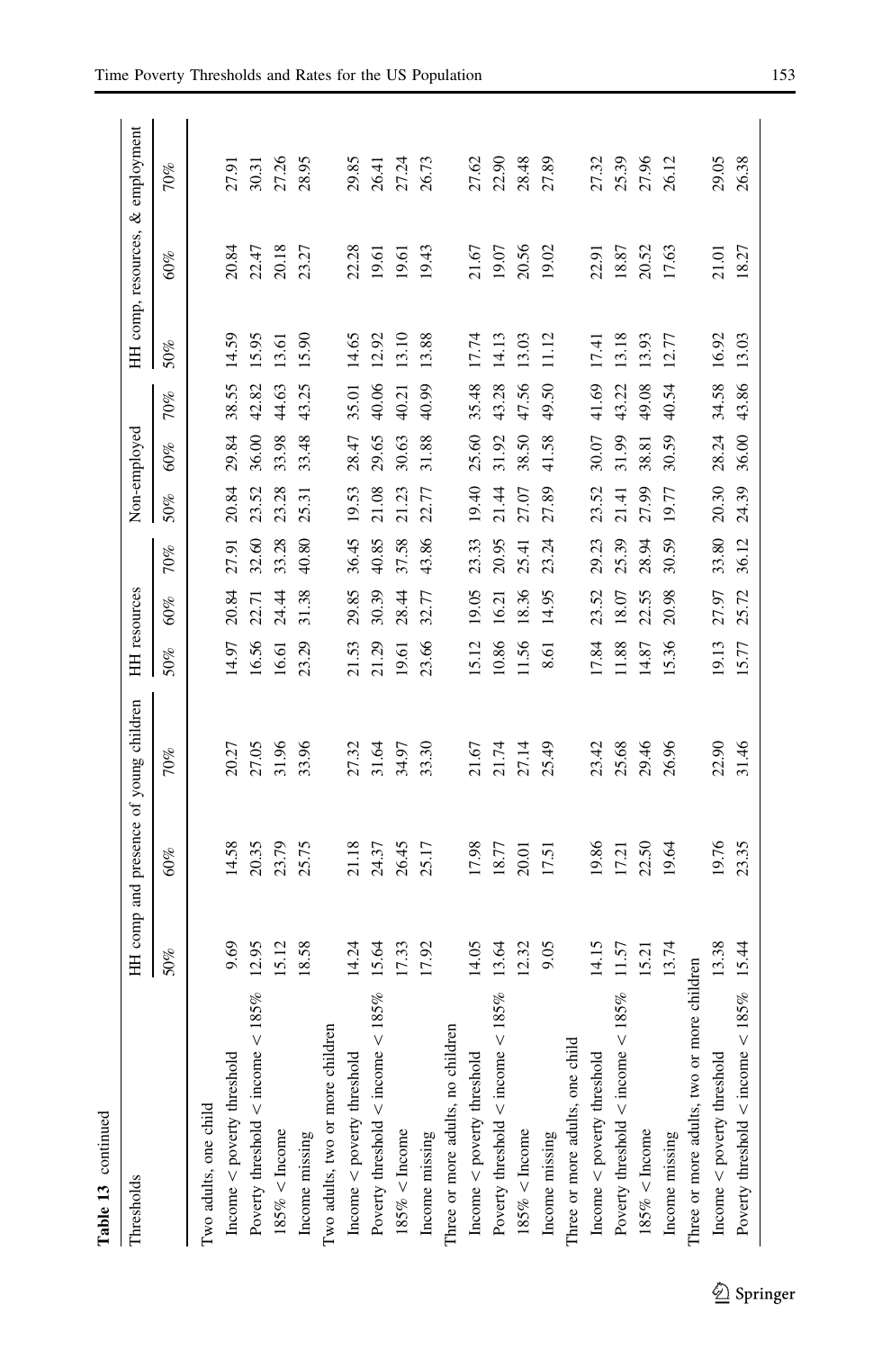**Table 13** continued

| Thresholds | HH comp and presence of young children | | | HH resources | | | Non-employed | | | HH comp, resources, & employment | | |
|---|---|---|---|---|---|---|---|---|---|---|---|---|
| | 50% | 60% | 70% | 50% | 60% | 70% | 50% | 60% | 70% | 50% | 60% | 70% |
| Two adults, one child | | | | | | | | | | | | |
| Income < poverty threshold | 9.69 | 14.58 | 20.27 | 14.97 | 20.84 | 27.91 | 20.84 | 29.84 | 38.55 | 14.59 | 20.84 | 27.91 |
| Poverty threshold < income < 185% | 12.95 | 20.35 | 27.05 | 16.56 | 22.71 | 32.60 | 23.52 | 36.00 | 42.82 | 15.95 | 22.47 | 30.31 |
| 185% < Income | 15.12 | 23.79 | 31.96 | 16.61 | 24.44 | 33.28 | 23.28 | 33.98 | 44.63 | 13.61 | 20.18 | 27.26 |
| Income missing | 18.58 | 25.75 | 33.96 | 23.29 | 31.38 | 40.80 | 25.31 | 33.48 | 43.25 | 15.90 | 23.27 | 28.95 |
| Two adults, two or more children | | | | | | | | | | | | |
| Income < poverty threshold | 14.24 | 21.18 | 27.32 | 21.53 | 29.85 | 36.45 | 19.53 | 28.47 | 35.01 | 14.65 | 22.28 | 29.85 |
| Poverty threshold < income < 185% | 15.64 | 24.37 | 31.64 | 21.29 | 30.39 | 40.85 | 21.08 | 29.65 | 40.06 | 12.92 | 19.61 | 26.41 |
| 185% < Income | 17.33 | 26.45 | 34.97 | 19.61 | 28.44 | 37.58 | 21.23 | 30.63 | 40.21 | 13.10 | 19.61 | 27.24 |
| Income missing | 17.92 | 25.17 | 33.30 | 23.66 | 32.77 | 43.86 | 22.77 | 31.88 | 40.99 | 13.88 | 19.43 | 26.73 |
| Three or more adults, no children | | | | | | | | | | | | |
| Income < poverty threshold | 14.05 | 17.98 | 21.67 | 15.12 | 19.05 | 23.33 | 19.40 | 25.60 | 35.48 | 17.74 | 21.67 | 27.62 |
| Poverty threshold < income < 185% | 13.64 | 18.77 | 21.74 | 10.86 | 16.21 | 20.95 | 21.44 | 31.92 | 43.28 | 14.13 | 19.07 | 22.90 |
| 185% < Income | 12.32 | 20.01 | 27.14 | 11.56 | 18.36 | 25.41 | 27.07 | 38.50 | 47.56 | 13.03 | 20.56 | 28.48 |
| Income missing | 9.05 | 17.51 | 25.49 | 8.61 | 14.95 | 23.24 | 27.89 | 41.58 | 49.50 | 11.12 | 19.02 | 27.89 |
| Three or more adults, one child | | | | | | | | | | | | |
| Income < poverty threshold | 14.15 | 19.86 | 23.42 | 17.84 | 23.52 | 29.23 | 23.52 | 30.07 | 41.69 | 17.41 | 22.91 | 27.32 |
| Poverty threshold < income < 185% | 11.57 | 17.21 | 25.68 | 11.88 | 18.07 | 25.39 | 21.41 | 31.99 | 43.22 | 13.18 | 18.87 | 25.39 |
| 185% < Income | 15.21 | 22.50 | 29.46 | 14.87 | 22.55 | 28.94 | 27.99 | 38.81 | 49.08 | 13.93 | 20.52 | 27.96 |
| Income missing | 13.74 | 19.64 | 26.96 | 15.36 | 20.98 | 30.59 | 19.77 | 30.59 | 40.54 | 12.77 | 17.63 | 26.12 |
| Three or more adults, two or more children | | | | | | | | | | | | |
| Income < poverty threshold | 13.38 | 19.76 | 22.90 | 19.13 | 27.97 | 33.80 | 20.30 | 28.24 | 34.58 | 16.92 | 21.01 | 29.05 |
| Poverty threshold < income < 185% | 15.44 | 23.35 | 31.46 | 15.77 | 25.72 | 36.12 | 24.39 | 36.00 | 43.86 | 13.03 | 18.27 | 26.38 |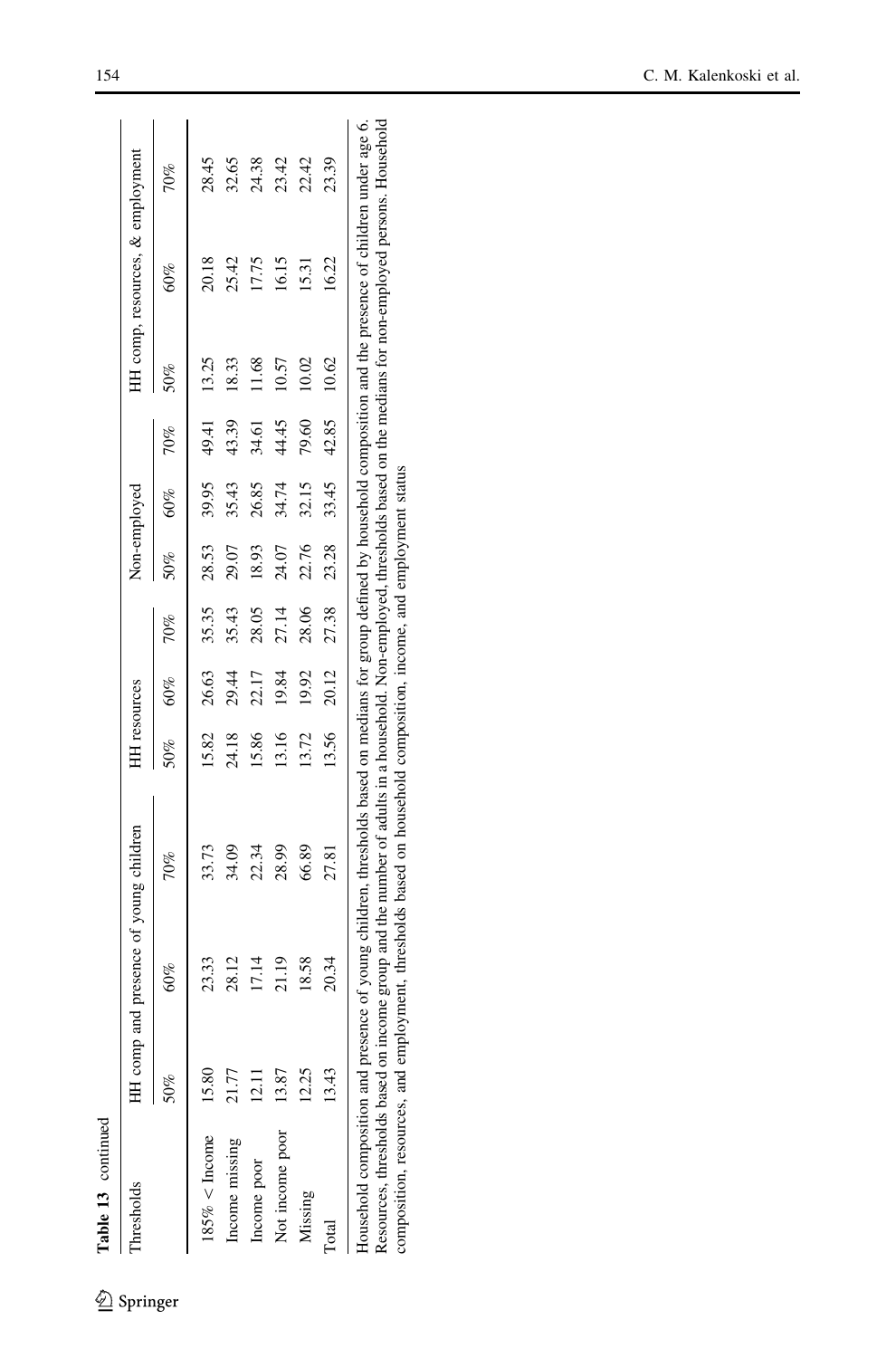**Table 13** continued

| Thresholds | HH comp and presence of young children | | | HH resources | | | Non-employed | | | HH comp, resources, & employment | | |
|---|---|---|---|---|---|---|---|---|---|---|---|---|
| | 50% | 60% | 70% | 50% | 60% | 70% | 50% | 60% | 70% | 50% | 60% | 70% |
| 185% < Income | 15.80 | 23.33 | 33.73 | 15.82 | 26.63 | 35.35 | 28.53 | 39.95 | 49.41 | 13.25 | 20.18 | 28.45 |
| Income missing | 21.77 | 28.12 | 34.09 | 24.18 | 29.44 | 35.43 | 29.07 | 35.43 | 43.39 | 18.33 | 25.42 | 32.65 |
| Income poor | 12.11 | 17.14 | 22.34 | 15.86 | 22.17 | 28.05 | 18.93 | 26.85 | 34.61 | 11.68 | 17.75 | 24.38 |
| Not income poor | 13.87 | 21.19 | 28.99 | 13.16 | 19.84 | 27.14 | 24.07 | 34.74 | 44.45 | 10.57 | 16.15 | 23.42 |
| Missing | 12.25 | 18.58 | 66.89 | 13.72 | 19.92 | 28.06 | 22.76 | 32.15 | 79.60 | 10.02 | 15.31 | 22.42 |
| Total | 13.43 | 20.34 | 27.81 | 13.56 | 20.12 | 27.38 | 23.28 | 33.45 | 42.85 | 10.62 | 16.22 | 23.39 |

Household composition and presence of young children, thresholds based on medians for group defined by household composition and the presence of children under age 6. Resources, thresholds based on income group and the number of adults in a household. Non-employed, thresholds based on the medians for non-employed persons. Household composition, resources, and employment, thresholds based on household composition, income, and employment status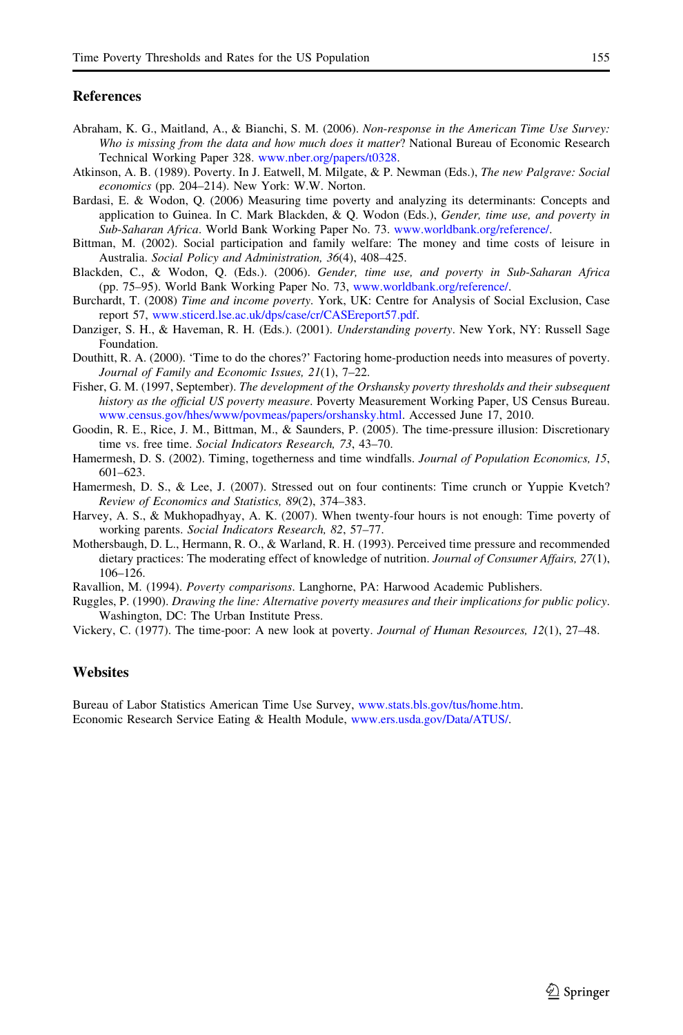## References

Abraham, K. G., Maitland, A., & Bianchi, S. M. (2006). *Non-response in the American Time Use Survey: Who is missing from the data and how much does it matter*? National Bureau of Economic Research Technical Working Paper 328. www.nber.org/papers/t0328.

Atkinson, A. B. (1989). Poverty. In J. Eatwell, M. Milgate, & P. Newman (Eds.), *The new Palgrave: Social economics* (pp. 204–214). New York: W.W. Norton.

Bardasi, E. & Wodon, Q. (2006) Measuring time poverty and analyzing its determinants: Concepts and application to Guinea. In C. Mark Blackden, & Q. Wodon (Eds.), *Gender, time use, and poverty in Sub-Saharan Africa*. World Bank Working Paper No. 73. www.worldbank.org/reference/.

Bittman, M. (2002). Social participation and family welfare: The money and time costs of leisure in Australia. *Social Policy and Administration, 36*(4), 408–425.

Blackden, C., & Wodon, Q. (Eds.). (2006). *Gender, time use, and poverty in Sub-Saharan Africa* (pp. 75–95). World Bank Working Paper No. 73, www.worldbank.org/reference/.

Burchardt, T. (2008) *Time and income poverty*. York, UK: Centre for Analysis of Social Exclusion, Case report 57, www.sticerd.lse.ac.uk/dps/case/cr/CASEreport57.pdf.

Danziger, S. H., & Haveman, R. H. (Eds.). (2001). *Understanding poverty*. New York, NY: Russell Sage Foundation.

Douthitt, R. A. (2000). 'Time to do the chores?' Factoring home-production needs into measures of poverty. *Journal of Family and Economic Issues, 21*(1), 7–22.

Fisher, G. M. (1997, September). *The development of the Orshansky poverty thresholds and their subsequent history as the official US poverty measure*. Poverty Measurement Working Paper, US Census Bureau. www.census.gov/hhes/www/povmeas/papers/orshansky.html. Accessed June 17, 2010.

Goodin, R. E., Rice, J. M., Bittman, M., & Saunders, P. (2005). The time-pressure illusion: Discretionary time vs. free time. *Social Indicators Research, 73*, 43–70.

Hamermesh, D. S. (2002). Timing, togetherness and time windfalls. *Journal of Population Economics, 15*, 601–623.

Hamermesh, D. S., & Lee, J. (2007). Stressed out on four continents: Time crunch or Yuppie Kvetch? *Review of Economics and Statistics, 89*(2), 374–383.

Harvey, A. S., & Mukhopadhyay, A. K. (2007). When twenty-four hours is not enough: Time poverty of working parents. *Social Indicators Research, 82*, 57–77.

Mothersbaugh, D. L., Hermann, R. O., & Warland, R. H. (1993). Perceived time pressure and recommended dietary practices: The moderating effect of knowledge of nutrition. *Journal of Consumer Affairs, 27*(1), 106–126.

Ravallion, M. (1994). *Poverty comparisons*. Langhorne, PA: Harwood Academic Publishers.

Ruggles, P. (1990). *Drawing the line: Alternative poverty measures and their implications for public policy*. Washington, DC: The Urban Institute Press.

Vickery, C. (1977). The time-poor: A new look at poverty. *Journal of Human Resources, 12*(1), 27–48.

## Websites

Bureau of Labor Statistics American Time Use Survey, www.stats.bls.gov/tus/home.htm.
Economic Research Service Eating & Health Module, www.ers.usda.gov/Data/ATUS/.